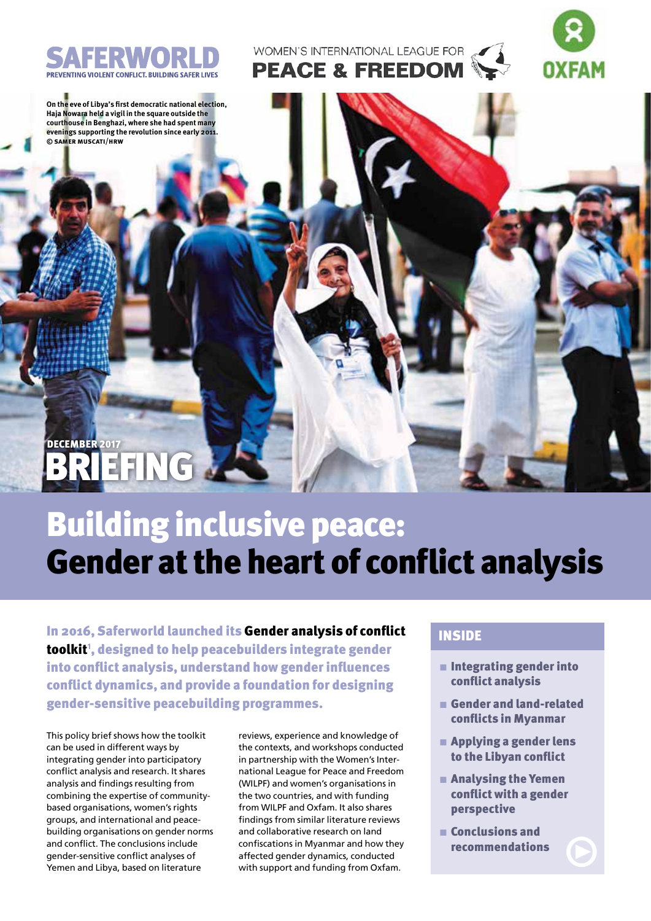SAFERWORLD
PREVENTING VIOLENT CONFLICT. BUILDING SAFER LIVES

WOMEN'S INTERNATIONAL LEAGUE FOR PEACE & FREEDOM

OXFAM

On the eve of Libya's first democratic national election, Haja Nowara held a vigil in the square outside the courthouse in Benghazi, where she had spent many evenings supporting the revolution since early 2011. © SAMER MUSCATI/HRW

DECEMBER 2017

BRIEFING

# Building inclusive peace: Gender at the heart of conflict analysis

**In 2016, Saferworld launched its Gender analysis of conflict toolkit[1], designed to help peacebuilders integrate gender into conflict analysis, understand how gender influences conflict dynamics, and provide a foundation for designing gender-sensitive peacebuilding programmes.**

This policy brief shows how the toolkit can be used in different ways by integrating gender into participatory conflict analysis and research. It shares analysis and findings resulting from combining the expertise of community-based organisations, women's rights groups, and international and peacebuilding organisations on gender norms and conflict. The conclusions include gender-sensitive conflict analyses of Yemen and Libya, based on literature reviews, experience and knowledge of the contexts, and workshops conducted in partnership with the Women's International League for Peace and Freedom (WILPF) and women's organisations in the two countries, and with funding from WILPF and Oxfam. It also shares findings from similar literature reviews and collaborative research on land confiscations in Myanmar and how they affected gender dynamics, conducted with support and funding from Oxfam.

## INSIDE

- Integrating gender into conflict analysis
- Gender and land-related conflicts in Myanmar
- Applying a gender lens to the Libyan conflict
- Analysing the Yemen conflict with a gender perspective
- Conclusions and recommendations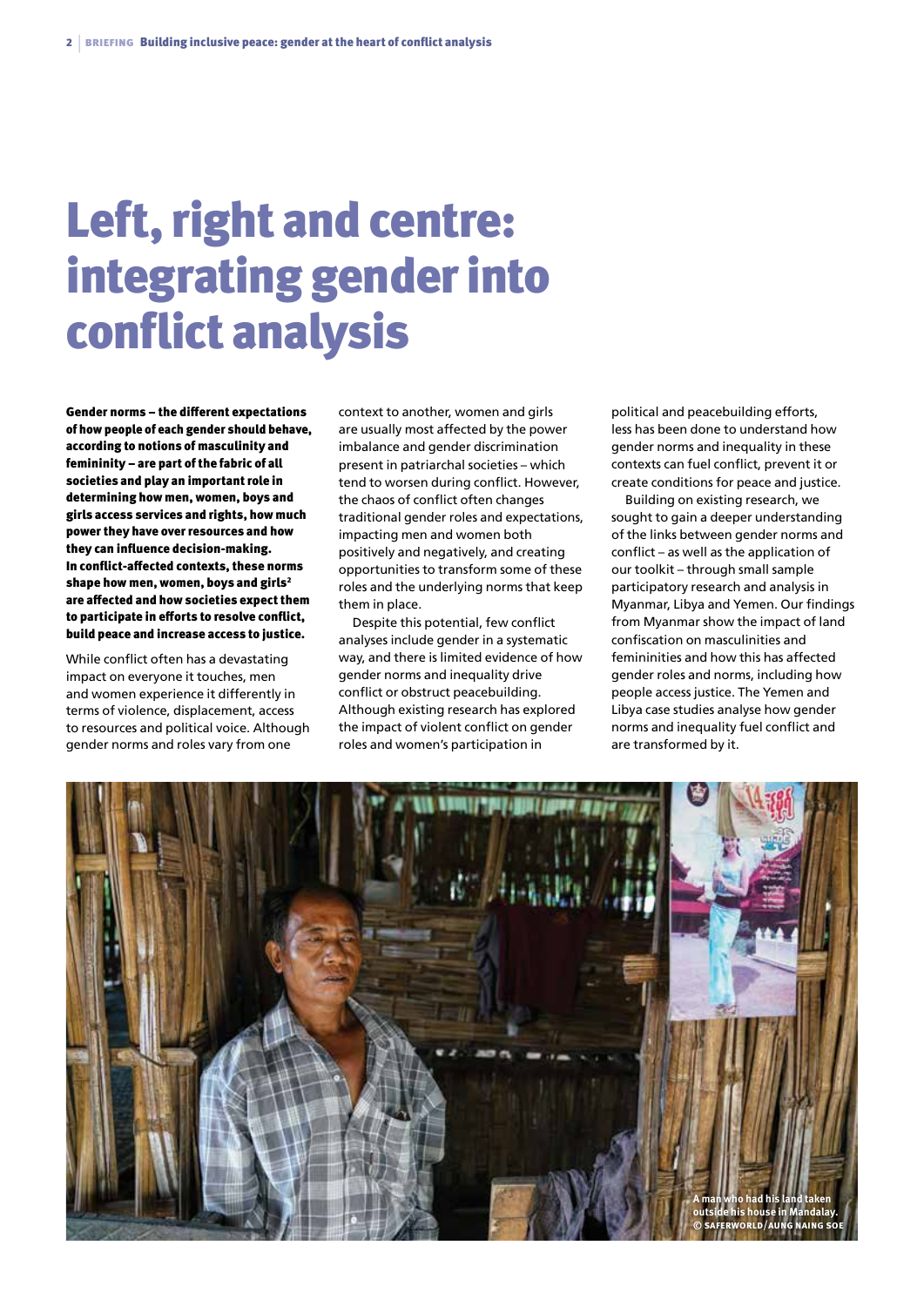# Left, right and centre: integrating gender into conflict analysis

**Gender norms – the different expectations of how people of each gender should behave, according to notions of masculinity and femininity – are part of the fabric of all societies and play an important role in determining how men, women, boys and girls access services and rights, how much power they have over resources and how they can influence decision-making. In conflict-affected contexts, these norms shape how men, women, boys and girls[2] are affected and how societies expect them to participate in efforts to resolve conflict, build peace and increase access to justice.**

While conflict often has a devastating impact on everyone it touches, men and women experience it differently in terms of violence, displacement, access to resources and political voice. Although gender norms and roles vary from one context to another, women and girls are usually most affected by the power imbalance and gender discrimination present in patriarchal societies – which tend to worsen during conflict. However, the chaos of conflict often changes traditional gender roles and expectations, impacting men and women both positively and negatively, and creating opportunities to transform some of these roles and the underlying norms that keep them in place.

Despite this potential, few conflict analyses include gender in a systematic way, and there is limited evidence of how gender norms and inequality drive conflict or obstruct peacebuilding. Although existing research has explored the impact of violent conflict on gender roles and women's participation in political and peacebuilding efforts, less has been done to understand how gender norms and inequality in these contexts can fuel conflict, prevent it or create conditions for peace and justice.

Building on existing research, we sought to gain a deeper understanding of the links between gender norms and conflict – as well as the application of our toolkit – through small sample participatory research and analysis in Myanmar, Libya and Yemen. Our findings from Myanmar show the impact of land confiscation on masculinities and femininities and how this has affected gender roles and norms, including how people access justice. The Yemen and Libya case studies analyse how gender norms and inequality fuel conflict and are transformed by it.

A man who had his land taken outside his house in Mandalay. © SAFERWORLD/AUNG NAING SOE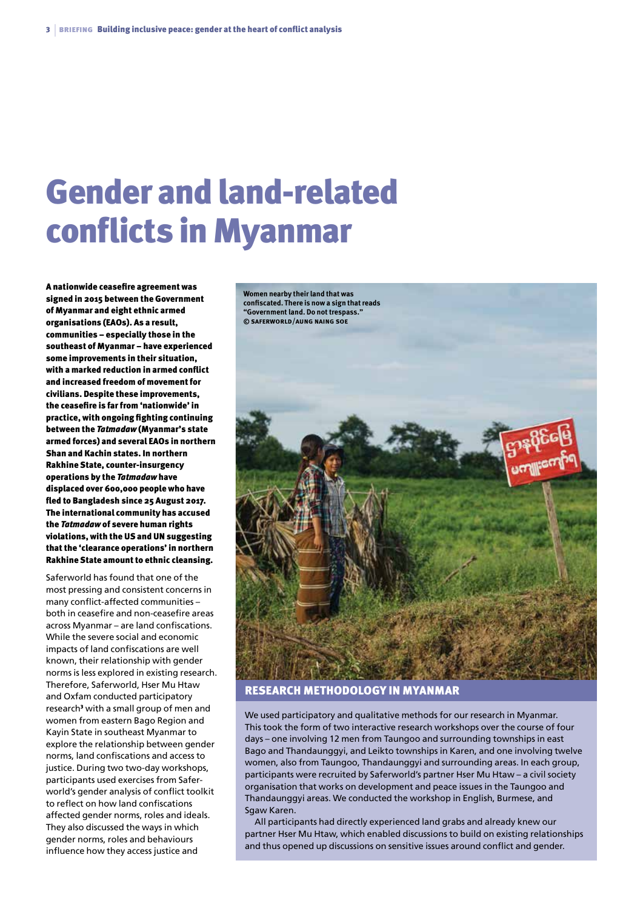# Gender and land-related conflicts in Myanmar

**A nationwide ceasefire agreement was signed in 2015 between the Government of Myanmar and eight ethnic armed organisations (EAOs). As a result, communities – especially those in the southeast of Myanmar – have experienced some improvements in their situation, with a marked reduction in armed conflict and increased freedom of movement for civilians. Despite these improvements, the ceasefire is far from 'nationwide' in practice, with ongoing fighting continuing between the *Tatmadaw* (Myanmar's state armed forces) and several EAOs in northern Shan and Kachin states. In northern Rakhine State, counter-insurgency operations by the *Tatmadaw* have displaced over 600,000 people who have fled to Bangladesh since 25 August 2017. The international community has accused the *Tatmadaw* of severe human rights violations, with the US and UN suggesting that the 'clearance operations' in northern Rakhine State amount to ethnic cleansing.**

Saferworld has found that one of the most pressing and consistent concerns in many conflict-affected communities – both in ceasefire and non-ceasefire areas across Myanmar – are land confiscations. While the severe social and economic impacts of land confiscations are well known, their relationship with gender norms is less explored in existing research. Therefore, Saferworld, Hser Mu Htaw and Oxfam conducted participatory research[3] with a small group of men and women from eastern Bago Region and Kayin State in southeast Myanmar to explore the relationship between gender norms, land confiscations and access to justice. During two two-day workshops, participants used exercises from Saferworld's gender analysis of conflict toolkit to reflect on how land confiscations affected gender norms, roles and ideals. They also discussed the ways in which gender norms, roles and behaviours influence how they access justice and

**Women nearby their land that was confiscated. There is now a sign that reads "Government land. Do not trespass."**
**© SAFERWORLD/AUNG NAING SOE**

## RESEARCH METHODOLOGY IN MYANMAR

We used participatory and qualitative methods for our research in Myanmar. This took the form of two interactive research workshops over the course of four days – one involving 12 men from Taungoo and surrounding townships in east Bago and Thandaunggyi, and Leikto townships in Karen, and one involving twelve women, also from Taungoo, Thandaunggyi and surrounding areas. In each group, participants were recruited by Saferworld's partner Hser Mu Htaw – a civil society organisation that works on development and peace issues in the Taungoo and Thandaunggyi areas. We conducted the workshop in English, Burmese, and Sgaw Karen.

All participants had directly experienced land grabs and already knew our partner Hser Mu Htaw, which enabled discussions to build on existing relationships and thus opened up discussions on sensitive issues around conflict and gender.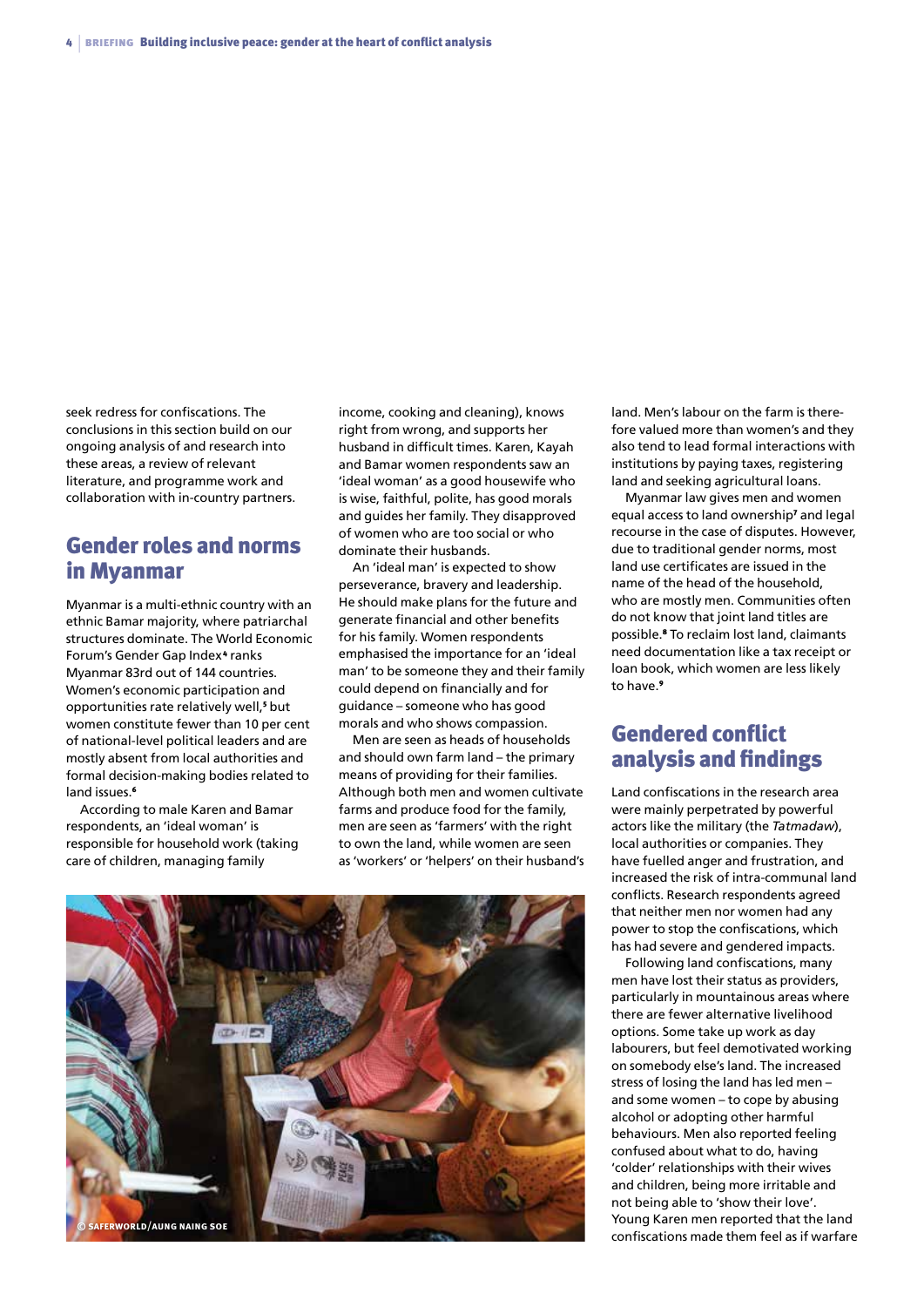seek redress for confiscations. The conclusions in this section build on our ongoing analysis of and research into these areas, a review of relevant literature, and programme work and collaboration with in-country partners.

## Gender roles and norms in Myanmar

Myanmar is a multi-ethnic country with an ethnic Bamar majority, where patriarchal structures dominate. The World Economic Forum's Gender Gap Index[4] ranks Myanmar 83rd out of 144 countries. Women's economic participation and opportunities rate relatively well,[5] but women constitute fewer than 10 per cent of national-level political leaders and are mostly absent from local authorities and formal decision-making bodies related to land issues.[6]

According to male Karen and Bamar respondents, an 'ideal woman' is responsible for household work (taking care of children, managing family income, cooking and cleaning), knows right from wrong, and supports her husband in difficult times. Karen, Kayah and Bamar women respondents saw an 'ideal woman' as a good housewife who is wise, faithful, polite, has good morals and guides her family. They disapproved of women who are too social or who dominate their husbands.

An 'ideal man' is expected to show perseverance, bravery and leadership. He should make plans for the future and generate financial and other benefits for his family. Women respondents emphasised the importance for an 'ideal man' to be someone they and their family could depend on financially and for guidance – someone who has good morals and who shows compassion.

Men are seen as heads of households and should own farm land – the primary means of providing for their families. Although both men and women cultivate farms and produce food for the family, men are seen as 'farmers' with the right to own the land, while women are seen as 'workers' or 'helpers' on their husband's land. Men's labour on the farm is therefore valued more than women's and they also tend to lead formal interactions with institutions by paying taxes, registering land and seeking agricultural loans.

Myanmar law gives men and women equal access to land ownership[7] and legal recourse in the case of disputes. However, due to traditional gender norms, most land use certificates are issued in the name of the head of the household, who are mostly men. Communities often do not know that joint land titles are possible.[8] To reclaim lost land, claimants need documentation like a tax receipt or loan book, which women are less likely to have.[9]

© SAFERWORLD/AUNG NAING SOE

## Gendered conflict analysis and findings

Land confiscations in the research area were mainly perpetrated by powerful actors like the military (the *Tatmadaw*), local authorities or companies. They have fuelled anger and frustration, and increased the risk of intra-communal land conflicts. Research respondents agreed that neither men nor women had any power to stop the confiscations, which has had severe and gendered impacts.

Following land confiscations, many men have lost their status as providers, particularly in mountainous areas where there are fewer alternative livelihood options. Some take up work as day labourers, but feel demotivated working on somebody else's land. The increased stress of losing the land has led men – and some women – to cope by abusing alcohol or adopting other harmful behaviours. Men also reported feeling confused about what to do, having 'colder' relationships with their wives and children, being more irritable and not being able to 'show their love'. Young Karen men reported that the land confiscations made them feel as if warfare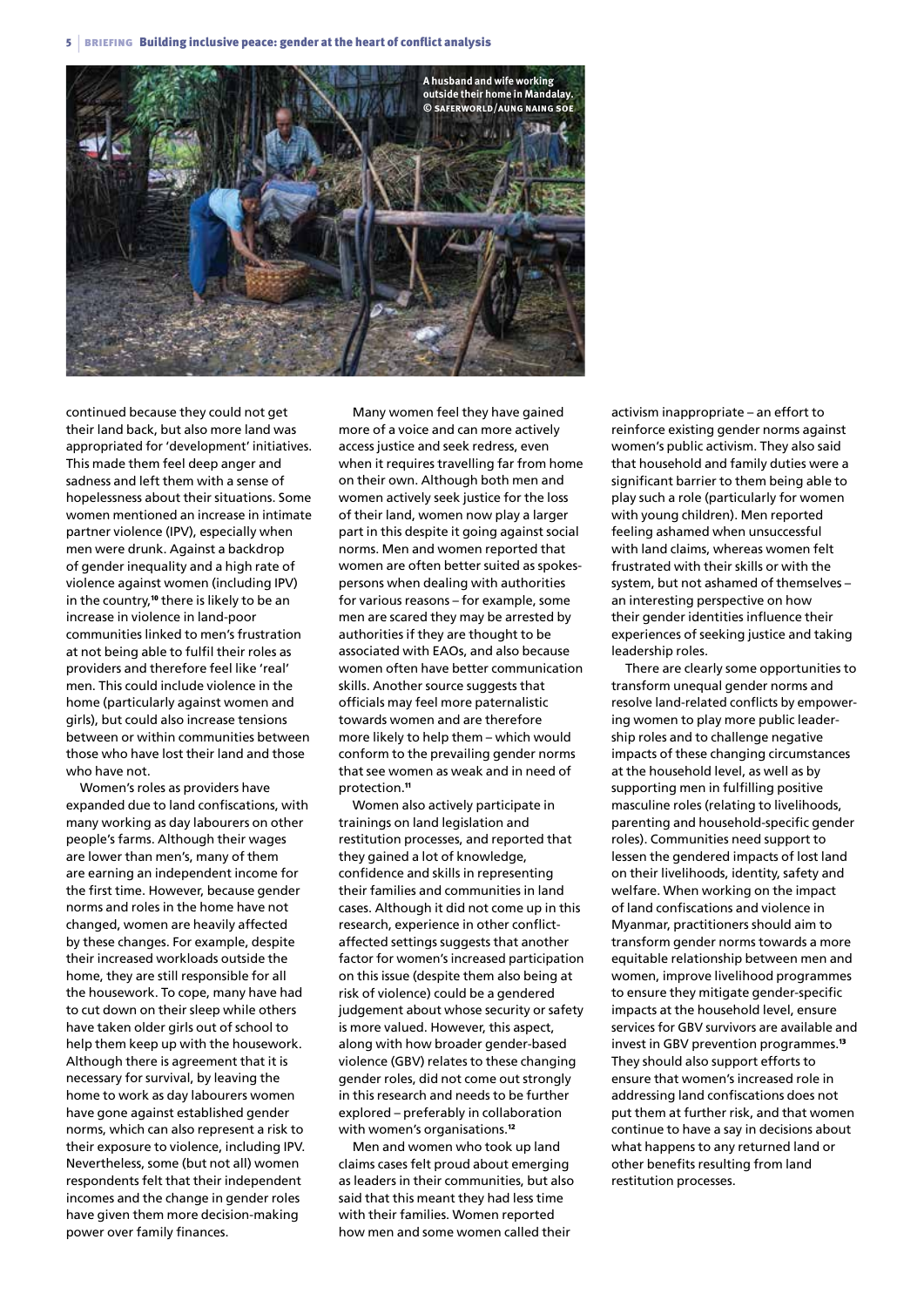A husband and wife working outside their home in Mandalay. © SAFERWORLD/AUNG NAING SOE

continued because they could not get their land back, but also more land was appropriated for 'development' initiatives. This made them feel deep anger and sadness and left them with a sense of hopelessness about their situations. Some women mentioned an increase in intimate partner violence (IPV), especially when men were drunk. Against a backdrop of gender inequality and a high rate of violence against women (including IPV) in the country,[10] there is likely to be an increase in violence in land-poor communities linked to men's frustration at not being able to fulfil their roles as providers and therefore feel like 'real' men. This could include violence in the home (particularly against women and girls), but could also increase tensions between or within communities between those who have lost their land and those who have not.

Women's roles as providers have expanded due to land confiscations, with many working as day labourers on other people's farms. Although their wages are lower than men's, many of them are earning an independent income for the first time. However, because gender norms and roles in the home have not changed, women are heavily affected by these changes. For example, despite their increased workloads outside the home, they are still responsible for all the housework. To cope, many have had to cut down on their sleep while others have taken older girls out of school to help them keep up with the housework. Although there is agreement that it is necessary for survival, by leaving the home to work as day labourers women have gone against established gender norms, which can also represent a risk to their exposure to violence, including IPV. Nevertheless, some (but not all) women respondents felt that their independent incomes and the change in gender roles have given them more decision-making power over family finances.

Many women feel they have gained more of a voice and can more actively access justice and seek redress, even when it requires travelling far from home on their own. Although both men and women actively seek justice for the loss of their land, women now play a larger part in this despite it going against social norms. Men and women reported that women are often better suited as spokespersons when dealing with authorities for various reasons – for example, some men are scared they may be arrested by authorities if they are thought to be associated with EAOs, and also because women often have better communication skills. Another source suggests that officials may feel more paternalistic towards women and are therefore more likely to help them – which would conform to the prevailing gender norms that see women as weak and in need of protection.[11]

Women also actively participate in trainings on land legislation and restitution processes, and reported that they gained a lot of knowledge, confidence and skills in representing their families and communities in land cases. Although it did not come up in this research, experience in other conflict-affected settings suggests that another factor for women's increased participation on this issue (despite them also being at risk of violence) could be a gendered judgement about whose security or safety is more valued. However, this aspect, along with how broader gender-based violence (GBV) relates to these changing gender roles, did not come out strongly in this research and needs to be further explored – preferably in collaboration with women's organisations.[12]

Men and women who took up land claims cases felt proud about emerging as leaders in their communities, but also said that this meant they had less time with their families. Women reported how men and some women called their activism inappropriate – an effort to reinforce existing gender norms against women's public activism. They also said that household and family duties were a significant barrier to them being able to play such a role (particularly for women with young children). Men reported feeling ashamed when unsuccessful with land claims, whereas women felt frustrated with their skills or with the system, but not ashamed of themselves – an interesting perspective on how their gender identities influence their experiences of seeking justice and taking leadership roles.

There are clearly some opportunities to transform unequal gender norms and resolve land-related conflicts by empowering women to play more public leadership roles and to challenge negative impacts of these changing circumstances at the household level, as well as by supporting men in fulfilling positive masculine roles (relating to livelihoods, parenting and household-specific gender roles). Communities need support to lessen the gendered impacts of lost land on their livelihoods, identity, safety and welfare. When working on the impact of land confiscations and violence in Myanmar, practitioners should aim to transform gender norms towards a more equitable relationship between men and women, improve livelihood programmes to ensure they mitigate gender-specific impacts at the household level, ensure services for GBV survivors are available and invest in GBV prevention programmes.[13] They should also support efforts to ensure that women's increased role in addressing land confiscations does not put them at further risk, and that women continue to have a say in decisions about what happens to any returned land or other benefits resulting from land restitution processes.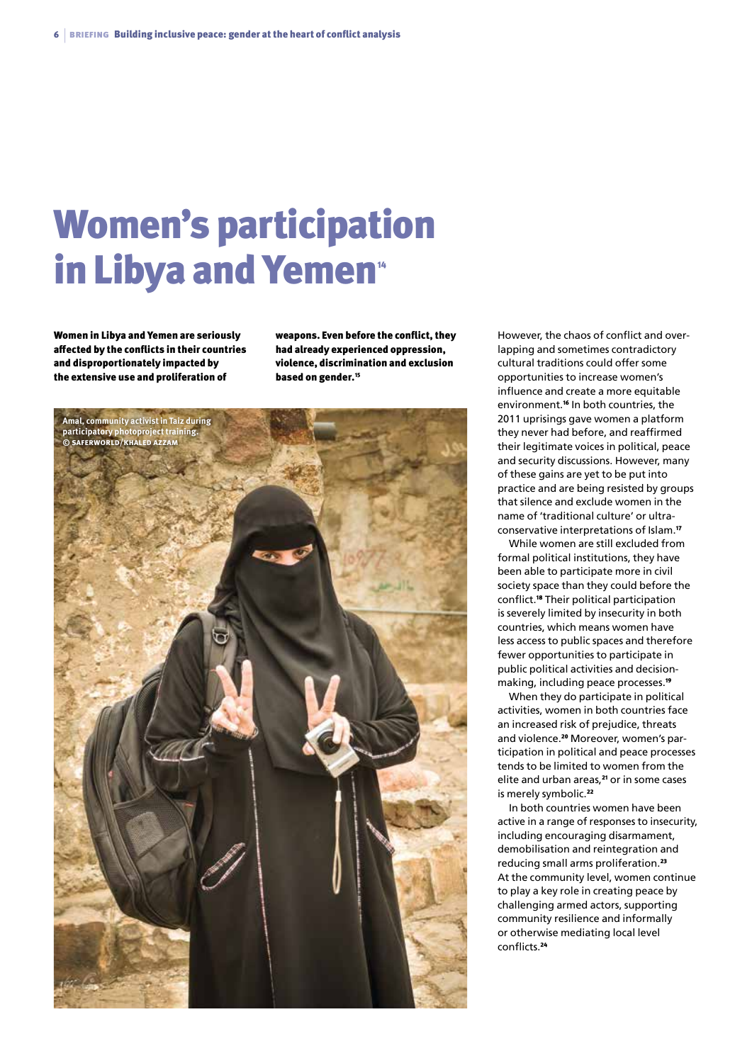# Women's participation in Libya and Yemen[14]

**Women in Libya and Yemen are seriously affected by the conflicts in their countries and disproportionately impacted by the extensive use and proliferation of weapons. Even before the conflict, they had already experienced oppression, violence, discrimination and exclusion based on gender.[15]**

Amal, community activist in Taiz during participatory photoproject training. © SAFERWORLD/KHALED AZZAM

However, the chaos of conflict and overlapping and sometimes contradictory cultural traditions could offer some opportunities to increase women's influence and create a more equitable environment.[16] In both countries, the 2011 uprisings gave women a platform they never had before, and reaffirmed their legitimate voices in political, peace and security discussions. However, many of these gains are yet to be put into practice and are being resisted by groups that silence and exclude women in the name of 'traditional culture' or ultra-conservative interpretations of Islam.[17]

While women are still excluded from formal political institutions, they have been able to participate more in civil society space than they could before the conflict.[18] Their political participation is severely limited by insecurity in both countries, which means women have less access to public spaces and therefore fewer opportunities to participate in public political activities and decision-making, including peace processes.[19]

When they do participate in political activities, women in both countries face an increased risk of prejudice, threats and violence.[20] Moreover, women's participation in political and peace processes tends to be limited to women from the elite and urban areas,[21] or in some cases is merely symbolic.[22]

In both countries women have been active in a range of responses to insecurity, including encouraging disarmament, demobilisation and reintegration and reducing small arms proliferation.[23] At the community level, women continue to play a key role in creating peace by challenging armed actors, supporting community resilience and informally or otherwise mediating local level conflicts.[24]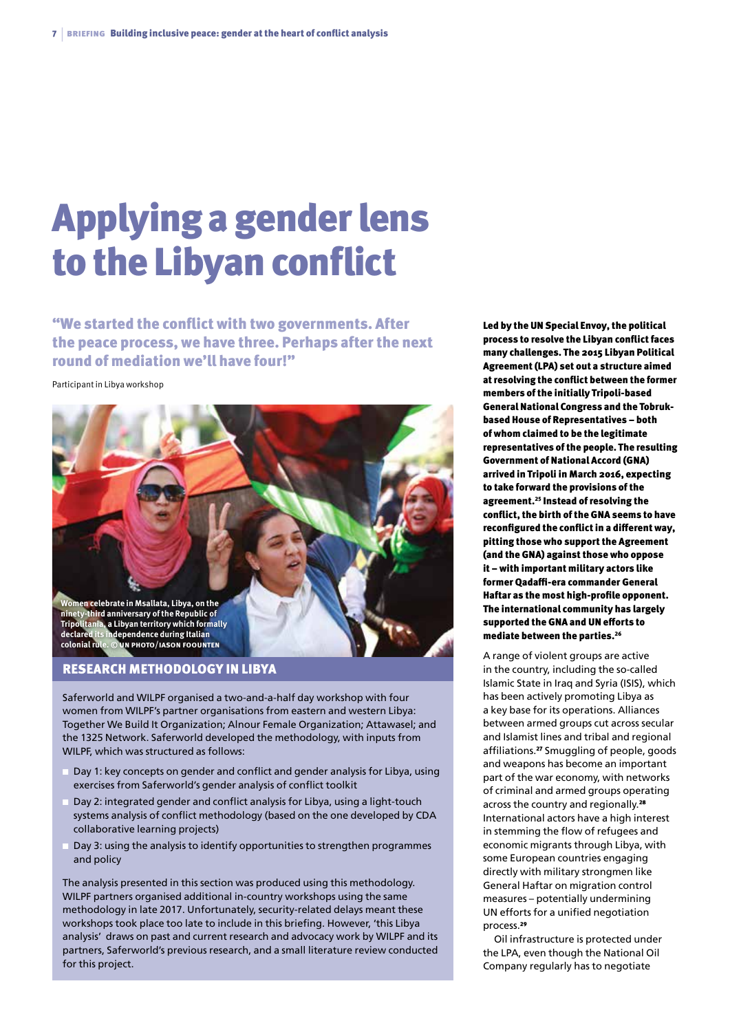# Applying a gender lens to the Libyan conflict

> "We started the conflict with two governments. After the peace process, we have three. Perhaps after the next round of mediation we'll have four!"

Participant in Libya workshop

Women celebrate in Msallata, Libya, on the ninety-third anniversary of the Republic of Tripolitania, a Libyan territory which formally declared its independence during Italian colonial rule. © UN PHOTO/IASON FOOUNTEN

## RESEARCH METHODOLOGY IN LIBYA

Saferworld and WILPF organised a two-and-a-half day workshop with four women from WILPF's partner organisations from eastern and western Libya: Together We Build It Organization; Alnour Female Organization; Attawasel; and the 1325 Network. Saferworld developed the methodology, with inputs from WILPF, which was structured as follows:

- Day 1: key concepts on gender and conflict and gender analysis for Libya, using exercises from Saferworld's gender analysis of conflict toolkit
- Day 2: integrated gender and conflict analysis for Libya, using a light-touch systems analysis of conflict methodology (based on the one developed by CDA collaborative learning projects)
- Day 3: using the analysis to identify opportunities to strengthen programmes and policy

The analysis presented in this section was produced using this methodology. WILPF partners organised additional in-country workshops using the same methodology in late 2017. Unfortunately, security-related delays meant these workshops took place too late to include in this briefing. However, 'this Libya analysis' draws on past and current research and advocacy work by WILPF and its partners, Saferworld's previous research, and a small literature review conducted for this project.

**Led by the UN Special Envoy, the political process to resolve the Libyan conflict faces many challenges. The 2015 Libyan Political Agreement (LPA) set out a structure aimed at resolving the conflict between the former members of the initially Tripoli-based General National Congress and the Tobruk-based House of Representatives – both of whom claimed to be the legitimate representatives of the people. The resulting Government of National Accord (GNA) arrived in Tripoli in March 2016, expecting to take forward the provisions of the agreement.[25] Instead of resolving the conflict, the birth of the GNA seems to have reconfigured the conflict in a different way, pitting those who support the Agreement (and the GNA) against those who oppose it – with important military actors like former Qadaffi-era commander General Haftar as the most high-profile opponent. The international community has largely supported the GNA and UN efforts to mediate between the parties.[26]**

A range of violent groups are active in the country, including the so-called Islamic State in Iraq and Syria (ISIS), which has been actively promoting Libya as a key base for its operations. Alliances between armed groups cut across secular and Islamist lines and tribal and regional affiliations.[27] Smuggling of people, goods and weapons has become an important part of the war economy, with networks of criminal and armed groups operating across the country and regionally.[28] International actors have a high interest in stemming the flow of refugees and economic migrants through Libya, with some European countries engaging directly with military strongmen like General Haftar on migration control measures – potentially undermining UN efforts for a unified negotiation process.[29]

Oil infrastructure is protected under the LPA, even though the National Oil Company regularly has to negotiate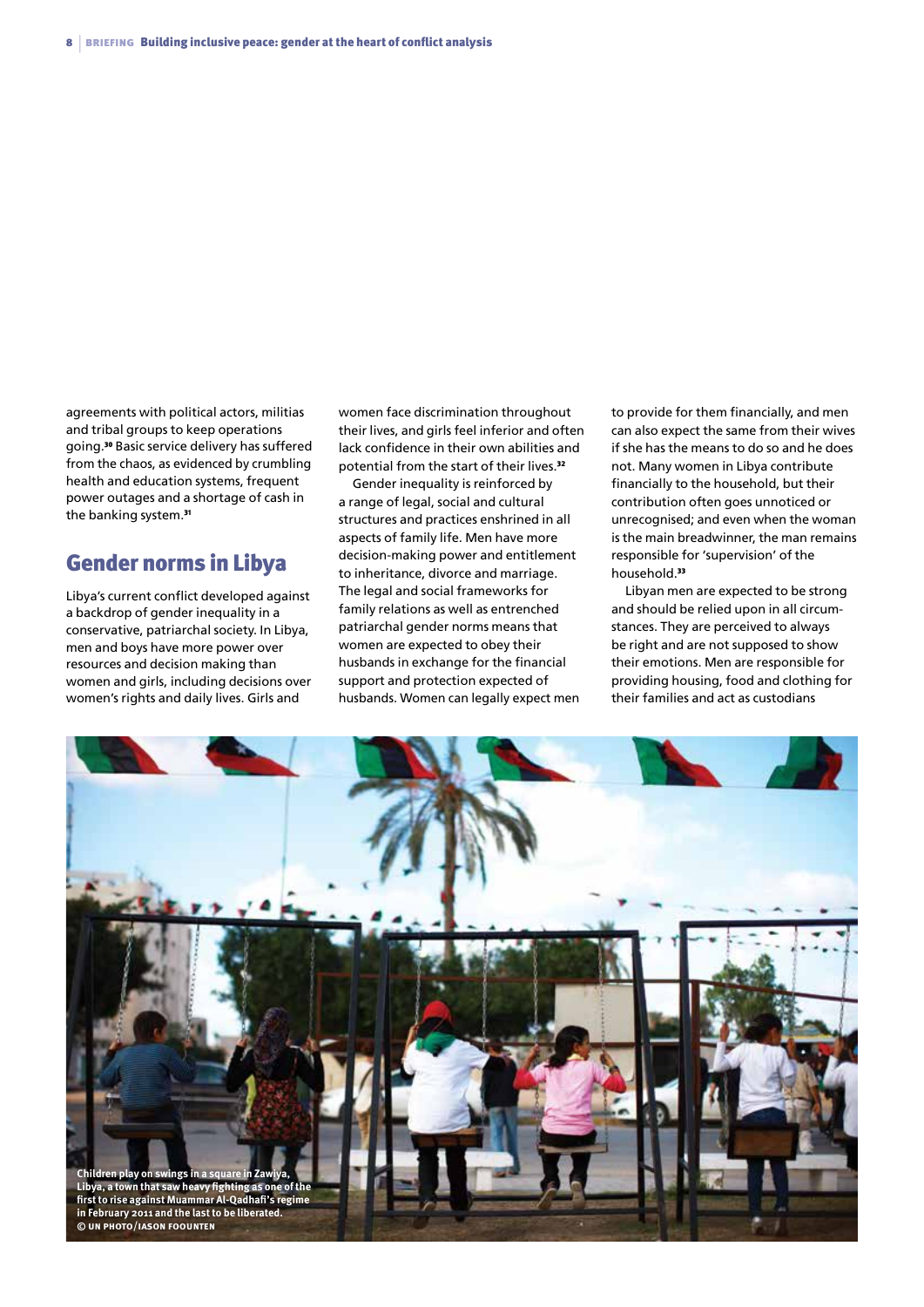agreements with political actors, militias and tribal groups to keep operations going.[30] Basic service delivery has suffered from the chaos, as evidenced by crumbling health and education systems, frequent power outages and a shortage of cash in the banking system.[31]

## Gender norms in Libya

Libya's current conflict developed against a backdrop of gender inequality in a conservative, patriarchal society. In Libya, men and boys have more power over resources and decision making than women and girls, including decisions over women's rights and daily lives. Girls and women face discrimination throughout their lives, and girls feel inferior and often lack confidence in their own abilities and potential from the start of their lives.[32]

Gender inequality is reinforced by a range of legal, social and cultural structures and practices enshrined in all aspects of family life. Men have more decision-making power and entitlement to inheritance, divorce and marriage. The legal and social frameworks for family relations as well as entrenched patriarchal gender norms means that women are expected to obey their husbands in exchange for the financial support and protection expected of husbands. Women can legally expect men to provide for them financially, and men can also expect the same from their wives if she has the means to do so and he does not. Many women in Libya contribute financially to the household, but their contribution often goes unnoticed or unrecognised; and even when the woman is the main breadwinner, the man remains responsible for 'supervision' of the household.[33]

Libyan men are expected to be strong and should be relied upon in all circumstances. They are perceived to always be right and are not supposed to show their emotions. Men are responsible for providing housing, food and clothing for their families and act as custodians

Children play on swings in a square in Zawiya, Libya, a town that saw heavy fighting as one of the first to rise against Muammar Al-Qadhafi's regime in February 2011 and the last to be liberated. © UN PHOTO/IASON FOOUNTEN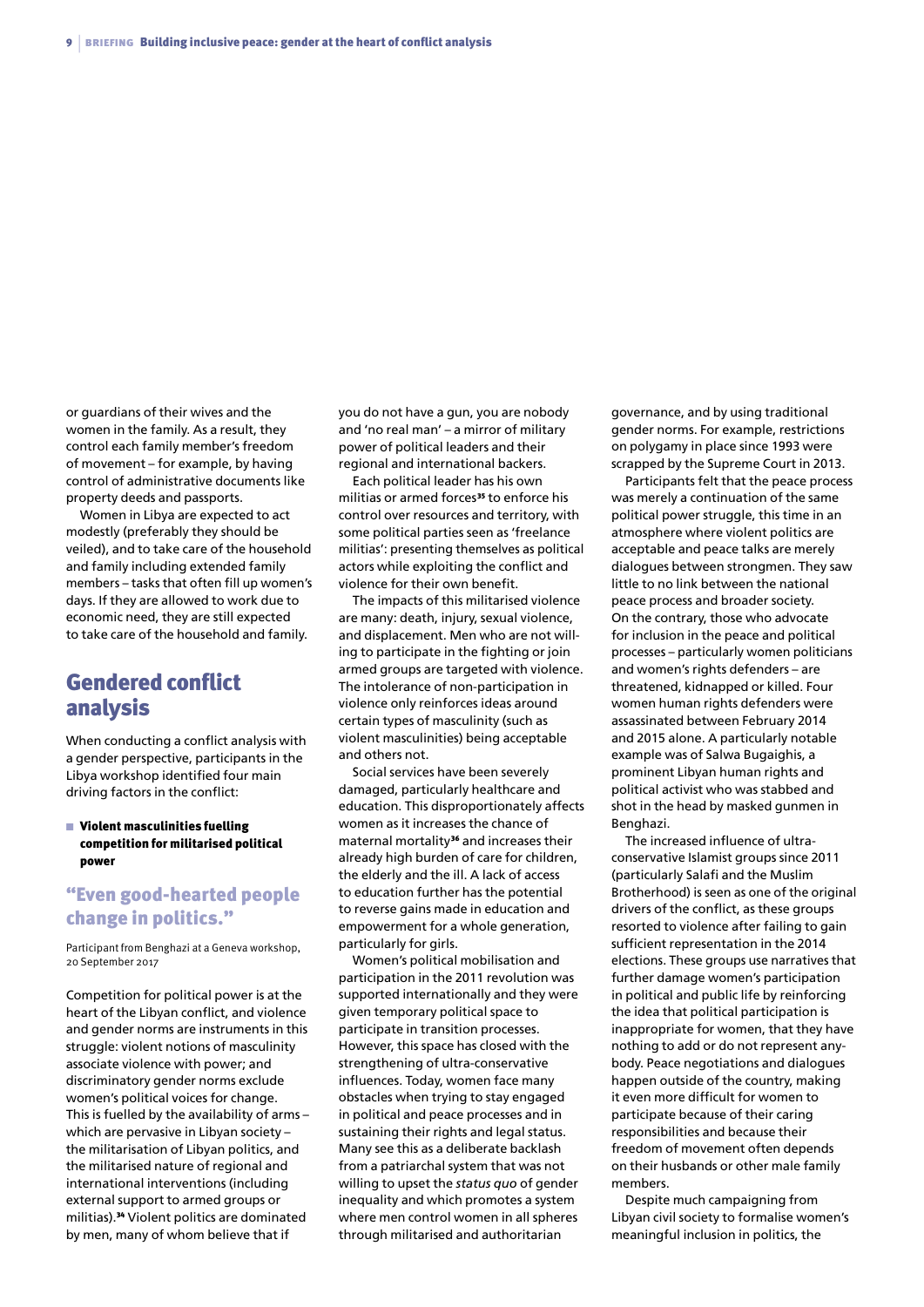or guardians of their wives and the women in the family. As a result, they control each family member's freedom of movement – for example, by having control of administrative documents like property deeds and passports.

Women in Libya are expected to act modestly (preferably they should be veiled), and to take care of the household and family including extended family members – tasks that often fill up women's days. If they are allowed to work due to economic need, they are still expected to take care of the household and family.

## Gendered conflict analysis

When conducting a conflict analysis with a gender perspective, participants in the Libya workshop identified four main driving factors in the conflict:

- **Violent masculinities fuelling competition for militarised political power**

> "Even good-hearted people change in politics."
>
> Participant from Benghazi at a Geneva workshop, 20 September 2017

Competition for political power is at the heart of the Libyan conflict, and violence and gender norms are instruments in this struggle: violent notions of masculinity associate violence with power; and discriminatory gender norms exclude women's political voices for change. This is fuelled by the availability of arms – which are pervasive in Libyan society – the militarisation of Libyan politics, and the militarised nature of regional and international interventions (including external support to armed groups or militias).[34] Violent politics are dominated by men, many of whom believe that if you do not have a gun, you are nobody and 'no real man' – a mirror of military power of political leaders and their regional and international backers.

Each political leader has his own militias or armed forces[35] to enforce his control over resources and territory, with some political parties seen as 'freelance militias': presenting themselves as political actors while exploiting the conflict and violence for their own benefit.

The impacts of this militarised violence are many: death, injury, sexual violence, and displacement. Men who are not willing to participate in the fighting or join armed groups are targeted with violence. The intolerance of non-participation in violence only reinforces ideas around certain types of masculinity (such as violent masculinities) being acceptable and others not.

Social services have been severely damaged, particularly healthcare and education. This disproportionately affects women as it increases the chance of maternal mortality[36] and increases their already high burden of care for children, the elderly and the ill. A lack of access to education further has the potential to reverse gains made in education and empowerment for a whole generation, particularly for girls.

Women's political mobilisation and participation in the 2011 revolution was supported internationally and they were given temporary political space to participate in transition processes. However, this space has closed with the strengthening of ultra-conservative influences. Today, women face many obstacles when trying to stay engaged in political and peace processes and in sustaining their rights and legal status. Many see this as a deliberate backlash from a patriarchal system that was not willing to upset the *status quo* of gender inequality and which promotes a system where men control women in all spheres through militarised and authoritarian governance, and by using traditional gender norms. For example, restrictions on polygamy in place since 1993 were scrapped by the Supreme Court in 2013.

Participants felt that the peace process was merely a continuation of the same political power struggle, this time in an atmosphere where violent politics are acceptable and peace talks are merely dialogues between strongmen. They saw little to no link between the national peace process and broader society. On the contrary, those who advocate for inclusion in the peace and political processes – particularly women politicians and women's rights defenders – are threatened, kidnapped or killed. Four women human rights defenders were assassinated between February 2014 and 2015 alone. A particularly notable example was of Salwa Bugaighis, a prominent Libyan human rights and political activist who was stabbed and shot in the head by masked gunmen in Benghazi.

The increased influence of ultra-conservative Islamist groups since 2011 (particularly Salafi and the Muslim Brotherhood) is seen as one of the original drivers of the conflict, as these groups resorted to violence after failing to gain sufficient representation in the 2014 elections. These groups use narratives that further damage women's participation in political and public life by reinforcing the idea that political participation is inappropriate for women, that they have nothing to add or do not represent anybody. Peace negotiations and dialogues happen outside of the country, making it even more difficult for women to participate because of their caring responsibilities and because their freedom of movement often depends on their husbands or other male family members.

Despite much campaigning from Libyan civil society to formalise women's meaningful inclusion in politics, the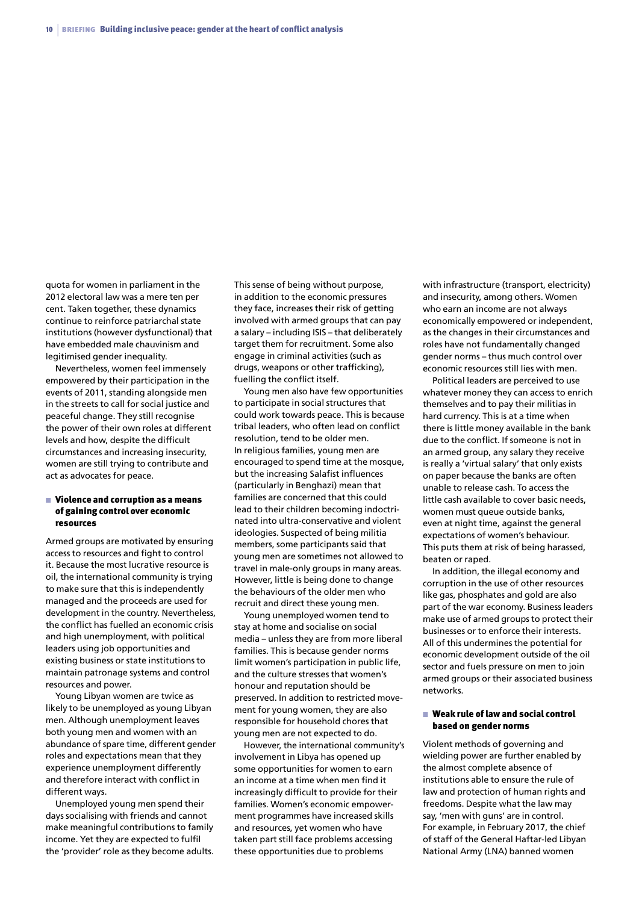quota for women in parliament in the 2012 electoral law was a mere ten per cent. Taken together, these dynamics continue to reinforce patriarchal state institutions (however dysfunctional) that have embedded male chauvinism and legitimised gender inequality.

Nevertheless, women feel immensely empowered by their participation in the events of 2011, standing alongside men in the streets to call for social justice and peaceful change. They still recognise the power of their own roles at different levels and how, despite the difficult circumstances and increasing insecurity, women are still trying to contribute and act as advocates for peace.

### Violence and corruption as a means of gaining control over economic resources

Armed groups are motivated by ensuring access to resources and fight to control it. Because the most lucrative resource is oil, the international community is trying to make sure that this is independently managed and the proceeds are used for development in the country. Nevertheless, the conflict has fuelled an economic crisis and high unemployment, with political leaders using job opportunities and existing business or state institutions to maintain patronage systems and control resources and power.

Young Libyan women are twice as likely to be unemployed as young Libyan men. Although unemployment leaves both young men and women with an abundance of spare time, different gender roles and expectations mean that they experience unemployment differently and therefore interact with conflict in different ways.

Unemployed young men spend their days socialising with friends and cannot make meaningful contributions to family income. Yet they are expected to fulfil the 'provider' role as they become adults. This sense of being without purpose, in addition to the economic pressures they face, increases their risk of getting involved with armed groups that can pay a salary – including ISIS – that deliberately target them for recruitment. Some also engage in criminal activities (such as drugs, weapons or other trafficking), fuelling the conflict itself.

Young men also have few opportunities to participate in social structures that could work towards peace. This is because tribal leaders, who often lead on conflict resolution, tend to be older men. In religious families, young men are encouraged to spend time at the mosque, but the increasing Salafist influences (particularly in Benghazi) mean that families are concerned that this could lead to their children becoming indoctrinated into ultra-conservative and violent ideologies. Suspected of being militia members, some participants said that young men are sometimes not allowed to travel in male-only groups in many areas. However, little is being done to change the behaviours of the older men who recruit and direct these young men.

Young unemployed women tend to stay at home and socialise on social media – unless they are from more liberal families. This is because gender norms limit women's participation in public life, and the culture stresses that women's honour and reputation should be preserved. In addition to restricted movement for young women, they are also responsible for household chores that young men are not expected to do.

However, the international community's involvement in Libya has opened up some opportunities for women to earn an income at a time when men find it increasingly difficult to provide for their families. Women's economic empowerment programmes have increased skills and resources, yet women who have taken part still face problems accessing these opportunities due to problems with infrastructure (transport, electricity) and insecurity, among others. Women who earn an income are not always economically empowered or independent, as the changes in their circumstances and roles have not fundamentally changed gender norms – thus much control over economic resources still lies with men.

Political leaders are perceived to use whatever money they can access to enrich themselves and to pay their militias in hard currency. This is at a time when there is little money available in the bank due to the conflict. If someone is not in an armed group, any salary they receive is really a 'virtual salary' that only exists on paper because the banks are often unable to release cash. To access the little cash available to cover basic needs, women must queue outside banks, even at night time, against the general expectations of women's behaviour. This puts them at risk of being harassed, beaten or raped.

In addition, the illegal economy and corruption in the use of other resources like gas, phosphates and gold are also part of the war economy. Business leaders make use of armed groups to protect their businesses or to enforce their interests. All of this undermines the potential for economic development outside of the oil sector and fuels pressure on men to join armed groups or their associated business networks.

### Weak rule of law and social control based on gender norms

Violent methods of governing and wielding power are further enabled by the almost complete absence of institutions able to ensure the rule of law and protection of human rights and freedoms. Despite what the law may say, 'men with guns' are in control. For example, in February 2017, the chief of staff of the General Haftar-led Libyan National Army (LNA) banned women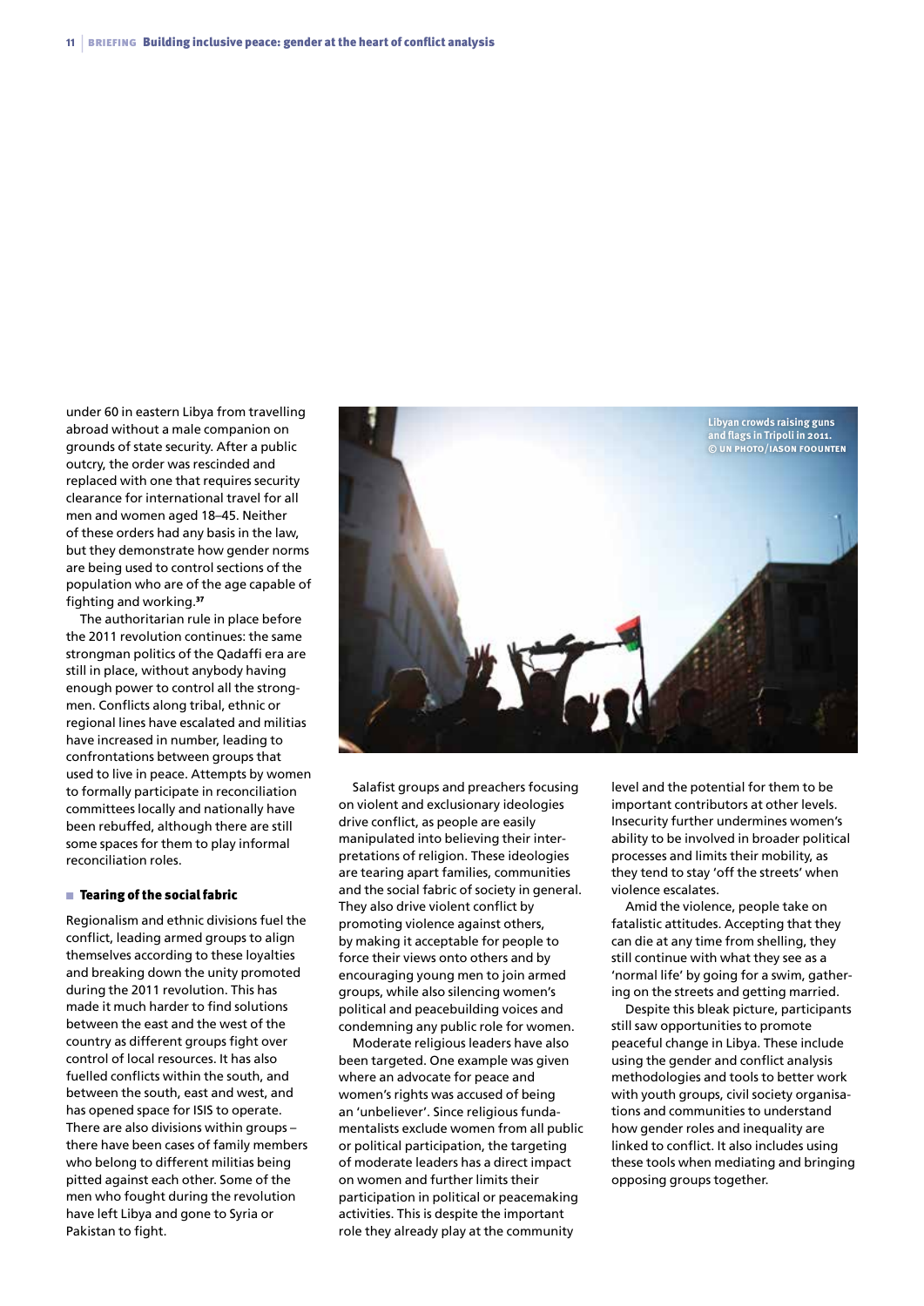under 60 in eastern Libya from travelling abroad without a male companion on grounds of state security. After a public outcry, the order was rescinded and replaced with one that requires security clearance for international travel for all men and women aged 18–45. Neither of these orders had any basis in the law, but they demonstrate how gender norms are being used to control sections of the population who are of the age capable of fighting and working.[37]

The authoritarian rule in place before the 2011 revolution continues: the same strongman politics of the Qadaffi era are still in place, without anybody having enough power to control all the strongmen. Conflicts along tribal, ethnic or regional lines have escalated and militias have increased in number, leading to confrontations between groups that used to live in peace. Attempts by women to formally participate in reconciliation committees locally and nationally have been rebuffed, although there are still some spaces for them to play informal reconciliation roles.

### Tearing of the social fabric

Regionalism and ethnic divisions fuel the conflict, leading armed groups to align themselves according to these loyalties and breaking down the unity promoted during the 2011 revolution. This has made it much harder to find solutions between the east and the west of the country as different groups fight over control of local resources. It has also fuelled conflicts within the south, and between the south, east and west, and has opened space for ISIS to operate. There are also divisions within groups – there have been cases of family members who belong to different militias being pitted against each other. Some of the men who fought during the revolution have left Libya and gone to Syria or Pakistan to fight.

Libyan crowds raising guns and flags in Tripoli in 2011. © UN Photo/Iason Foounten

Salafist groups and preachers focusing on violent and exclusionary ideologies drive conflict, as people are easily manipulated into believing their interpretations of religion. These ideologies are tearing apart families, communities and the social fabric of society in general. They also drive violent conflict by promoting violence against others, by making it acceptable for people to force their views onto others and by encouraging young men to join armed groups, while also silencing women's political and peacebuilding voices and condemning any public role for women.

Moderate religious leaders have also been targeted. One example was given where an advocate for peace and women's rights was accused of being an 'unbeliever'. Since religious fundamentalists exclude women from all public or political participation, the targeting of moderate leaders has a direct impact on women and further limits their participation in political or peacemaking activities. This is despite the important role they already play at the community level and the potential for them to be important contributors at other levels. Insecurity further undermines women's ability to be involved in broader political processes and limits their mobility, as they tend to stay 'off the streets' when violence escalates.

Amid the violence, people take on fatalistic attitudes. Accepting that they can die at any time from shelling, they still continue with what they see as a 'normal life' by going for a swim, gathering on the streets and getting married.

Despite this bleak picture, participants still saw opportunities to promote peaceful change in Libya. These include using the gender and conflict analysis methodologies and tools to better work with youth groups, civil society organisations and communities to understand how gender roles and inequality are linked to conflict. It also includes using these tools when mediating and bringing opposing groups together.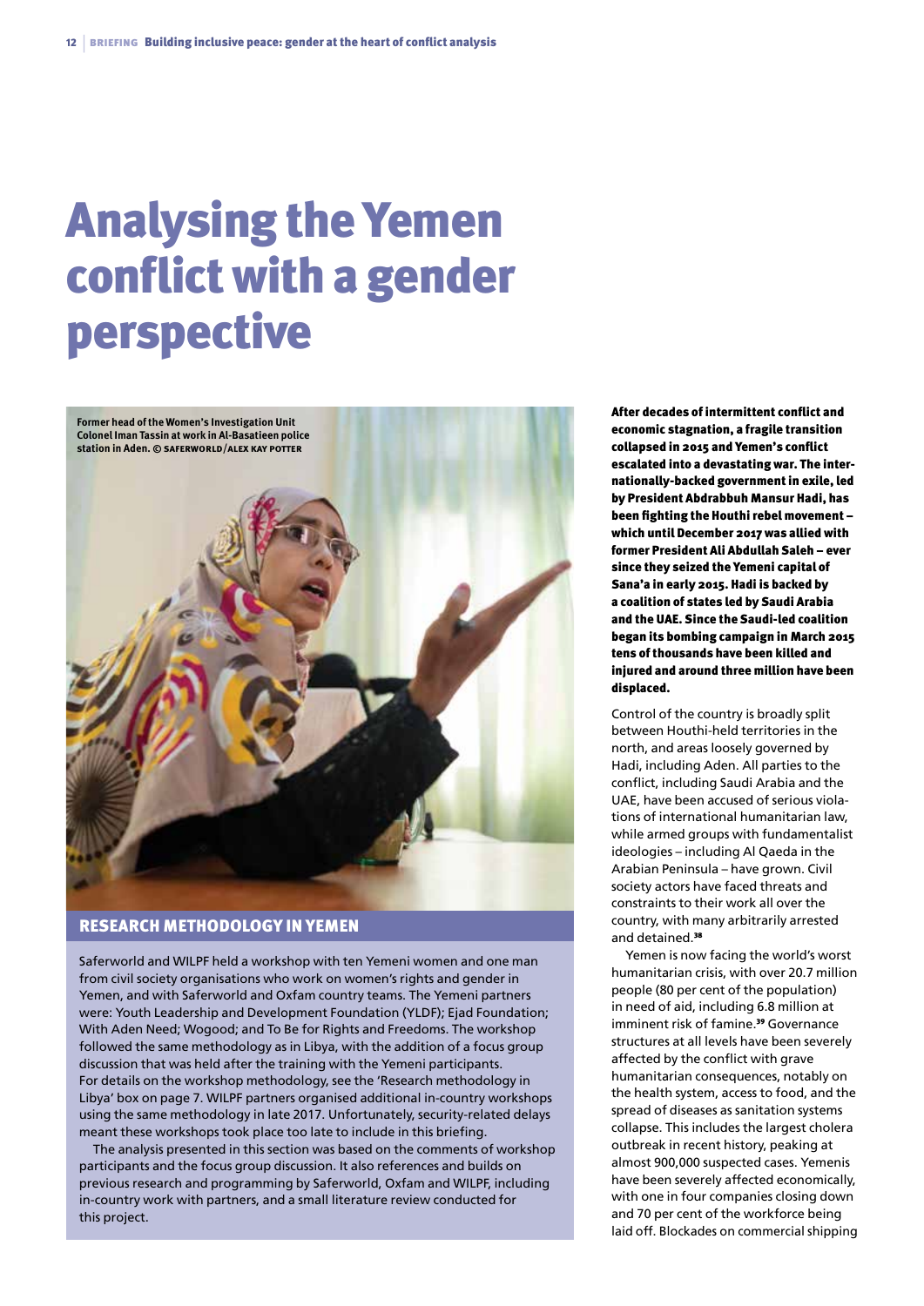# Analysing the Yemen conflict with a gender perspective

Former head of the Women's Investigation Unit Colonel Iman Tassin at work in Al-Basatieen police station in Aden. © SAFERWORLD/ALEX KAY POTTER

## RESEARCH METHODOLOGY IN YEMEN

Saferworld and WILPF held a workshop with ten Yemeni women and one man from civil society organisations who work on women's rights and gender in Yemen, and with Saferworld and Oxfam country teams. The Yemeni partners were: Youth Leadership and Development Foundation (YLDF); Ejad Foundation; With Aden Need; Wogood; and To Be for Rights and Freedoms. The workshop followed the same methodology as in Libya, with the addition of a focus group discussion that was held after the training with the Yemeni participants. For details on the workshop methodology, see the 'Research methodology in Libya' box on page 7. WILPF partners organised additional in-country workshops using the same methodology in late 2017. Unfortunately, security-related delays meant these workshops took place too late to include in this briefing.

The analysis presented in this section was based on the comments of workshop participants and the focus group discussion. It also references and builds on previous research and programming by Saferworld, Oxfam and WILPF, including in-country work with partners, and a small literature review conducted for this project.

**After decades of intermittent conflict and economic stagnation, a fragile transition collapsed in 2015 and Yemen's conflict escalated into a devastating war. The internationally-backed government in exile, led by President Abdrabbuh Mansur Hadi, has been fighting the Houthi rebel movement – which until December 2017 was allied with former President Ali Abdullah Saleh – ever since they seized the Yemeni capital of Sana'a in early 2015. Hadi is backed by a coalition of states led by Saudi Arabia and the UAE. Since the Saudi-led coalition began its bombing campaign in March 2015 tens of thousands have been killed and injured and around three million have been displaced.**

Control of the country is broadly split between Houthi-held territories in the north, and areas loosely governed by Hadi, including Aden. All parties to the conflict, including Saudi Arabia and the UAE, have been accused of serious violations of international humanitarian law, while armed groups with fundamentalist ideologies – including Al Qaeda in the Arabian Peninsula – have grown. Civil society actors have faced threats and constraints to their work all over the country, with many arbitrarily arrested and detained.[38]

Yemen is now facing the world's worst humanitarian crisis, with over 20.7 million people (80 per cent of the population) in need of aid, including 6.8 million at imminent risk of famine.[39] Governance structures at all levels have been severely affected by the conflict with grave humanitarian consequences, notably on the health system, access to food, and the spread of diseases as sanitation systems collapse. This includes the largest cholera outbreak in recent history, peaking at almost 900,000 suspected cases. Yemenis have been severely affected economically, with one in four companies closing down and 70 per cent of the workforce being laid off. Blockades on commercial shipping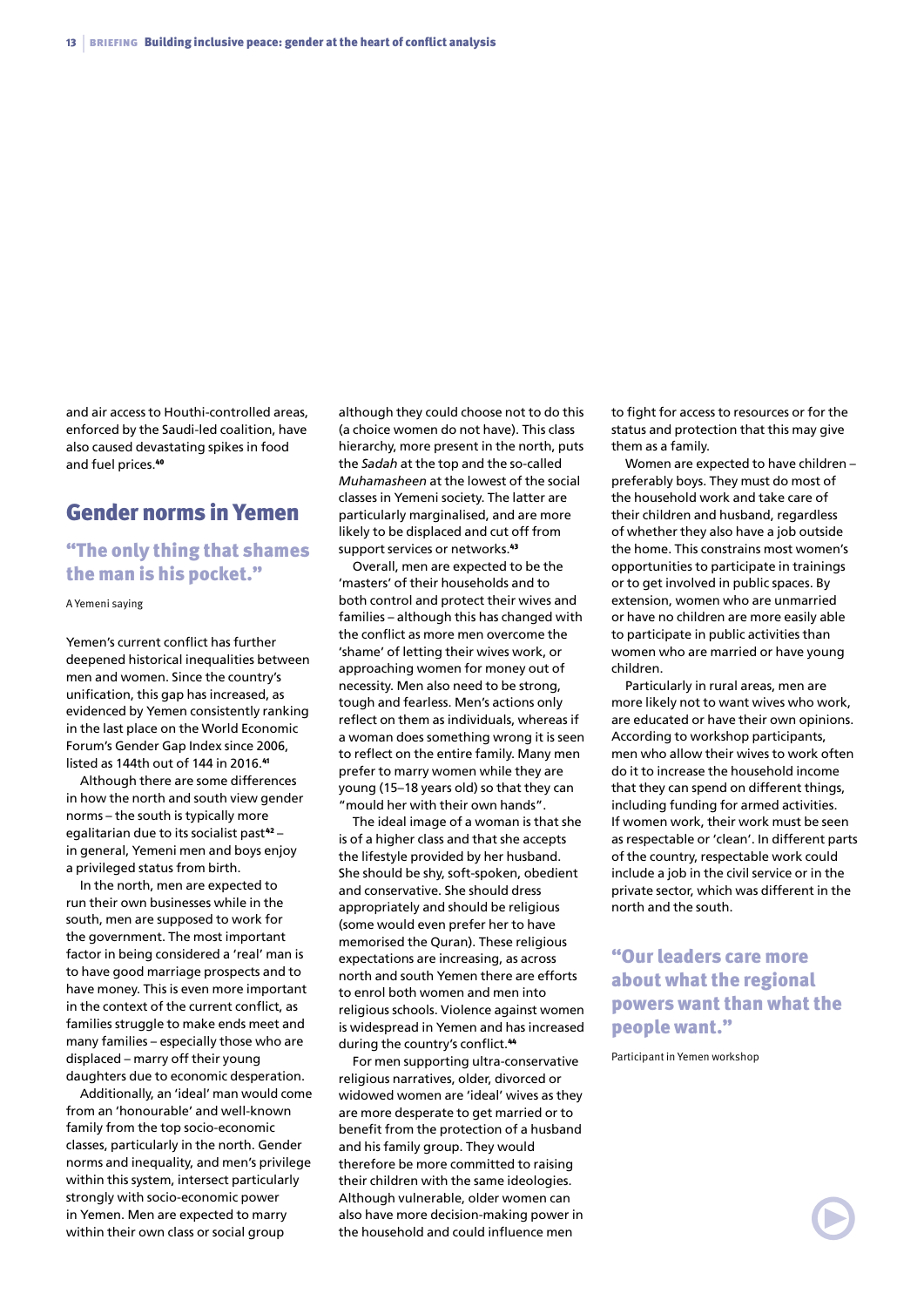and air access to Houthi-controlled areas, enforced by the Saudi-led coalition, have also caused devastating spikes in food and fuel prices.[40]

## Gender norms in Yemen

### "The only thing that shames the man is his pocket."

A Yemeni saying

Yemen's current conflict has further deepened historical inequalities between men and women. Since the country's unification, this gap has increased, as evidenced by Yemen consistently ranking in the last place on the World Economic Forum's Gender Gap Index since 2006, listed as 144th out of 144 in 2016.[41]

Although there are some differences in how the north and south view gender norms – the south is typically more egalitarian due to its socialist past[42] – in general, Yemeni men and boys enjoy a privileged status from birth.

In the north, men are expected to run their own businesses while in the south, men are supposed to work for the government. The most important factor in being considered a 'real' man is to have good marriage prospects and to have money. This is even more important in the context of the current conflict, as families struggle to make ends meet and many families – especially those who are displaced – marry off their young daughters due to economic desperation.

Additionally, an 'ideal' man would come from an 'honourable' and well-known family from the top socio-economic classes, particularly in the north. Gender norms and inequality, and men's privilege within this system, intersect particularly strongly with socio-economic power in Yemen. Men are expected to marry within their own class or social group although they could choose not to do this (a choice women do not have). This class hierarchy, more present in the north, puts the *Sadah* at the top and the so-called *Muhamasheen* at the lowest of the social classes in Yemeni society. The latter are particularly marginalised, and are more likely to be displaced and cut off from support services or networks.[43]

Overall, men are expected to be the 'masters' of their households and to both control and protect their wives and families – although this has changed with the conflict as more men overcome the 'shame' of letting their wives work, or approaching women for money out of necessity. Men also need to be strong, tough and fearless. Men's actions only reflect on them as individuals, whereas if a woman does something wrong it is seen to reflect on the entire family. Many men prefer to marry women while they are young (15–18 years old) so that they can "mould her with their own hands".

The ideal image of a woman is that she is of a higher class and that she accepts the lifestyle provided by her husband. She should be shy, soft-spoken, obedient and conservative. She should dress appropriately and should be religious (some would even prefer her to have memorised the Quran). These religious expectations are increasing, as across north and south Yemen there are efforts to enrol both women and men into religious schools. Violence against women is widespread in Yemen and has increased during the country's conflict.[44]

For men supporting ultra-conservative religious narratives, older, divorced or widowed women are 'ideal' wives as they are more desperate to get married or to benefit from the protection of a husband and his family group. They would therefore be more committed to raising their children with the same ideologies. Although vulnerable, older women can also have more decision-making power in the household and could influence men to fight for access to resources or for the status and protection that this may give them as a family.

Women are expected to have children – preferably boys. They must do most of the household work and take care of their children and husband, regardless of whether they also have a job outside the home. This constrains most women's opportunities to participate in trainings or to get involved in public spaces. By extension, women who are unmarried or have no children are more easily able to participate in public activities than women who are married or have young children.

Particularly in rural areas, men are more likely not to want wives who work, are educated or have their own opinions. According to workshop participants, men who allow their wives to work often do it to increase the household income that they can spend on different things, including funding for armed activities. If women work, their work must be seen as respectable or 'clean'. In different parts of the country, respectable work could include a job in the civil service or in the private sector, which was different in the north and the south.

### "Our leaders care more about what the regional powers want than what the people want."

Participant in Yemen workshop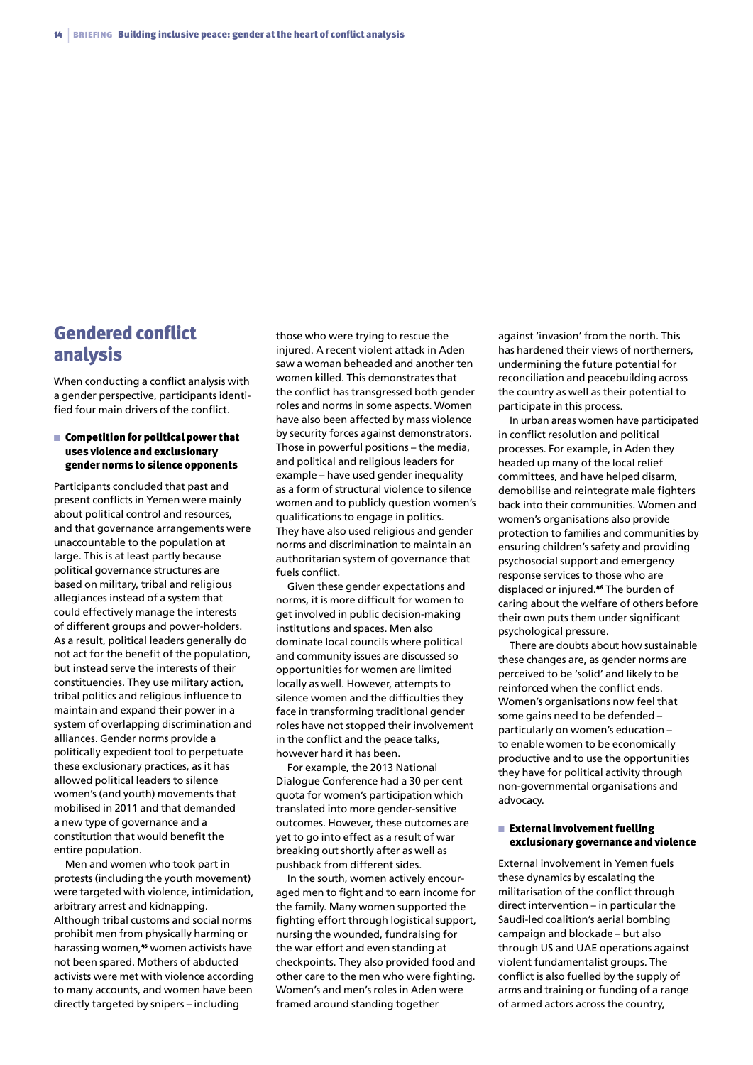## Gendered conflict analysis

When conducting a conflict analysis with a gender perspective, participants identified four main drivers of the conflict.

### Competition for political power that uses violence and exclusionary gender norms to silence opponents

Participants concluded that past and present conflicts in Yemen were mainly about political control and resources, and that governance arrangements were unaccountable to the population at large. This is at least partly because political governance structures are based on military, tribal and religious allegiances instead of a system that could effectively manage the interests of different groups and power-holders. As a result, political leaders generally do not act for the benefit of the population, but instead serve the interests of their constituencies. They use military action, tribal politics and religious influence to maintain and expand their power in a system of overlapping discrimination and alliances. Gender norms provide a politically expedient tool to perpetuate these exclusionary practices, as it has allowed political leaders to silence women's (and youth) movements that mobilised in 2011 and that demanded a new type of governance and a constitution that would benefit the entire population.

Men and women who took part in protests (including the youth movement) were targeted with violence, intimidation, arbitrary arrest and kidnapping. Although tribal customs and social norms prohibit men from physically harming or harassing women,[45] women activists have not been spared. Mothers of abducted activists were met with violence according to many accounts, and women have been directly targeted by snipers – including those who were trying to rescue the injured. A recent violent attack in Aden saw a woman beheaded and another ten women killed. This demonstrates that the conflict has transgressed both gender roles and norms in some aspects. Women have also been affected by mass violence by security forces against demonstrators. Those in powerful positions – the media, and political and religious leaders for example – have used gender inequality as a form of structural violence to silence women and to publicly question women's qualifications to engage in politics. They have also used religious and gender norms and discrimination to maintain an authoritarian system of governance that fuels conflict.

Given these gender expectations and norms, it is more difficult for women to get involved in public decision-making institutions and spaces. Men also dominate local councils where political and community issues are discussed so opportunities for women are limited locally as well. However, attempts to silence women and the difficulties they face in transforming traditional gender roles have not stopped their involvement in the conflict and the peace talks, however hard it has been.

For example, the 2013 National Dialogue Conference had a 30 per cent quota for women's participation which translated into more gender-sensitive outcomes. However, these outcomes are yet to go into effect as a result of war breaking out shortly after as well as pushback from different sides.

In the south, women actively encouraged men to fight and to earn income for the family. Many women supported the fighting effort through logistical support, nursing the wounded, fundraising for the war effort and even standing at checkpoints. They also provided food and other care to the men who were fighting. Women's and men's roles in Aden were framed around standing together against 'invasion' from the north. This has hardened their views of northerners, undermining the future potential for reconciliation and peacebuilding across the country as well as their potential to participate in this process.

In urban areas women have participated in conflict resolution and political processes. For example, in Aden they headed up many of the local relief committees, and have helped disarm, demobilise and reintegrate male fighters back into their communities. Women and women's organisations also provide protection to families and communities by ensuring children's safety and providing psychosocial support and emergency response services to those who are displaced or injured.[46] The burden of caring about the welfare of others before their own puts them under significant psychological pressure.

There are doubts about how sustainable these changes are, as gender norms are perceived to be 'solid' and likely to be reinforced when the conflict ends. Women's organisations now feel that some gains need to be defended – particularly on women's education – to enable women to be economically productive and to use the opportunities they have for political activity through non-governmental organisations and advocacy.

### External involvement fuelling exclusionary governance and violence

External involvement in Yemen fuels these dynamics by escalating the militarisation of the conflict through direct intervention – in particular the Saudi-led coalition's aerial bombing campaign and blockade – but also through US and UAE operations against violent fundamentalist groups. The conflict is also fuelled by the supply of arms and training or funding of a range of armed actors across the country,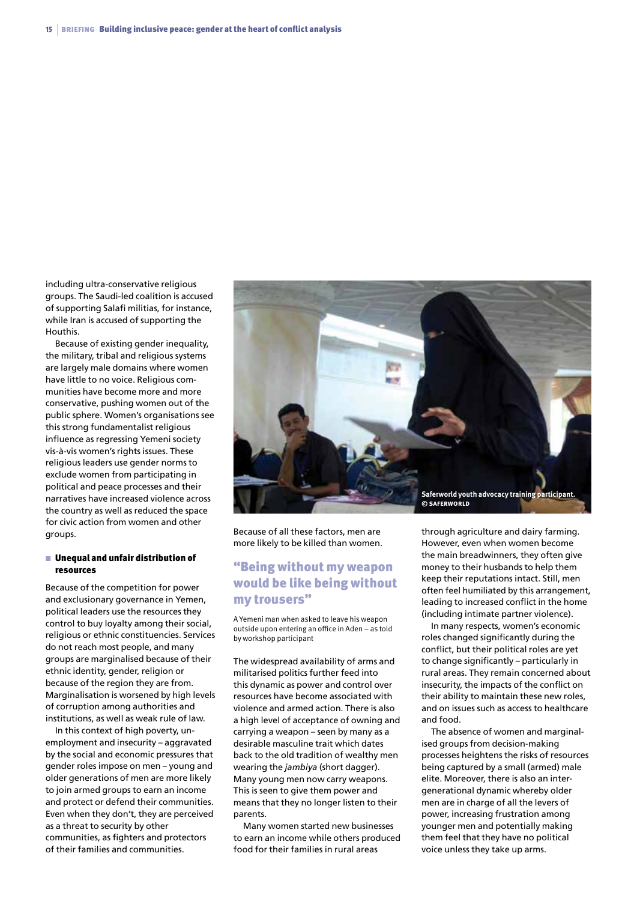including ultra-conservative religious groups. The Saudi-led coalition is accused of supporting Salafi militias, for instance, while Iran is accused of supporting the Houthis.

Because of existing gender inequality, the military, tribal and religious systems are largely male domains where women have little to no voice. Religious communities have become more and more conservative, pushing women out of the public sphere. Women's organisations see this strong fundamentalist religious influence as regressing Yemeni society vis-à-vis women's rights issues. These religious leaders use gender norms to exclude women from participating in political and peace processes and their narratives have increased violence across the country as well as reduced the space for civic action from women and other groups.

### Unequal and unfair distribution of resources

Because of the competition for power and exclusionary governance in Yemen, political leaders use the resources they control to buy loyalty among their social, religious or ethnic constituencies. Services do not reach most people, and many groups are marginalised because of their ethnic identity, gender, religion or because of the region they are from. Marginalisation is worsened by high levels of corruption among authorities and institutions, as well as weak rule of law.

In this context of high poverty, unemployment and insecurity – aggravated by the social and economic pressures that gender roles impose on men – young and older generations of men are more likely to join armed groups to earn an income and protect or defend their communities. Even when they don't, they are perceived as a threat to security by other communities, as fighters and protectors of their families and communities.

Saferworld youth advocacy training participant. © SAFERWORLD

Because of all these factors, men are more likely to be killed than women.

## "Being without my weapon would be like being without my trousers"

A Yemeni man when asked to leave his weapon outside upon entering an office in Aden – as told by workshop participant

The widespread availability of arms and militarised politics further feed into this dynamic as power and control over resources have become associated with violence and armed action. There is also a high level of acceptance of owning and carrying a weapon – seen by many as a desirable masculine trait which dates back to the old tradition of wealthy men wearing the *jambiya* (short dagger). Many young men now carry weapons. This is seen to give them power and means that they no longer listen to their parents.

Many women started new businesses to earn an income while others produced food for their families in rural areas through agriculture and dairy farming. However, even when women become the main breadwinners, they often give money to their husbands to help them keep their reputations intact. Still, men often feel humiliated by this arrangement, leading to increased conflict in the home (including intimate partner violence).

In many respects, women's economic roles changed significantly during the conflict, but their political roles are yet to change significantly – particularly in rural areas. They remain concerned about insecurity, the impacts of the conflict on their ability to maintain these new roles, and on issues such as access to healthcare and food.

The absence of women and marginalised groups from decision-making processes heightens the risks of resources being captured by a small (armed) male elite. Moreover, there is also an intergenerational dynamic whereby older men are in charge of all the levers of power, increasing frustration among younger men and potentially making them feel that they have no political voice unless they take up arms.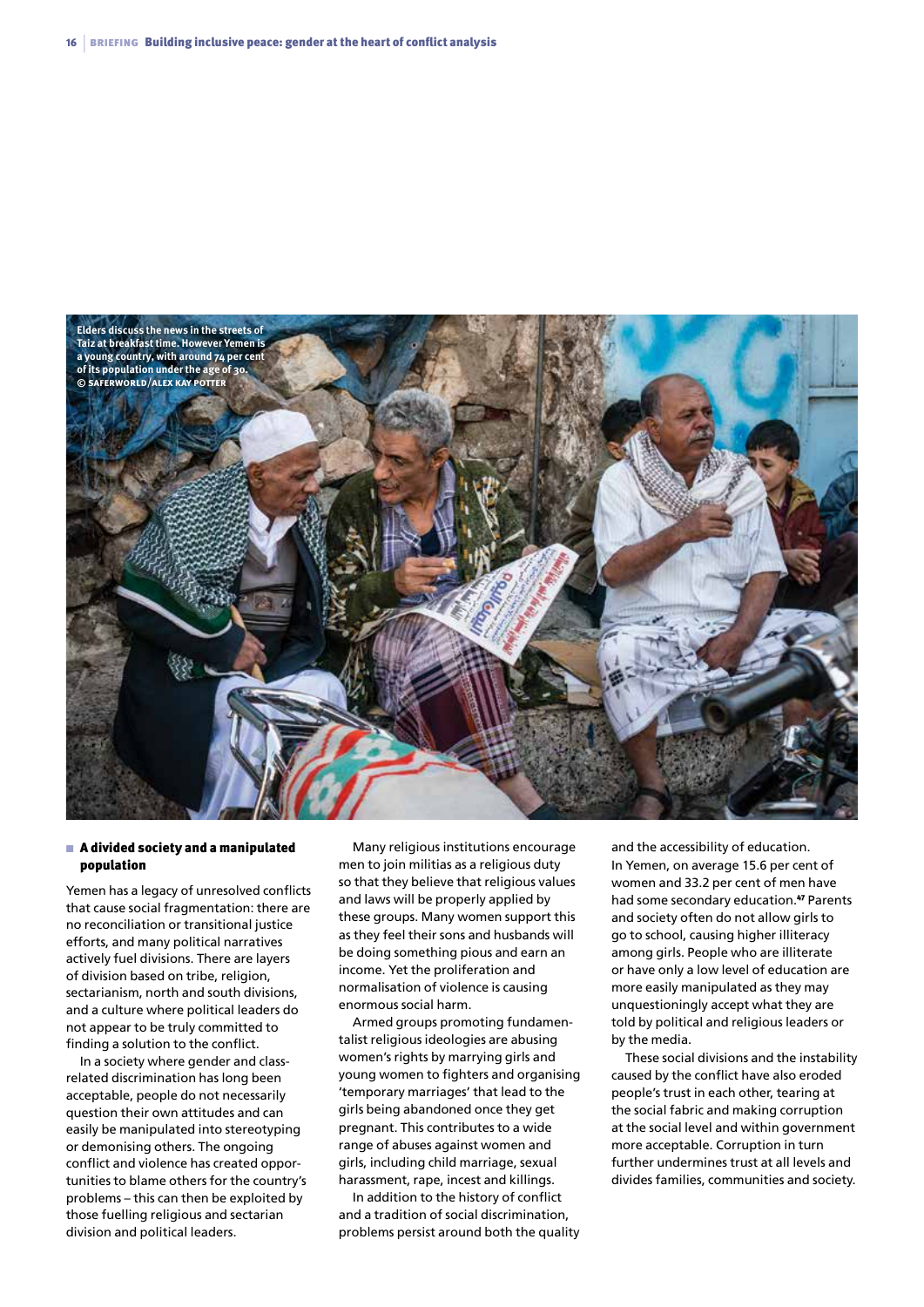Elders discuss the news in the streets of Taiz at breakfast time. However Yemen is a young country, with around 74 per cent of its population under the age of 30. © SAFERWORLD/ALEX KAY POTTER

## A divided society and a manipulated population

Yemen has a legacy of unresolved conflicts that cause social fragmentation: there are no reconciliation or transitional justice efforts, and many political narratives actively fuel divisions. There are layers of division based on tribe, religion, sectarianism, north and south divisions, and a culture where political leaders do not appear to be truly committed to finding a solution to the conflict.

In a society where gender and class-related discrimination has long been acceptable, people do not necessarily question their own attitudes and can easily be manipulated into stereotyping or demonising others. The ongoing conflict and violence has created opportunities to blame others for the country's problems – this can then be exploited by those fuelling religious and sectarian division and political leaders.

Many religious institutions encourage men to join militias as a religious duty so that they believe that religious values and laws will be properly applied by these groups. Many women support this as they feel their sons and husbands will be doing something pious and earn an income. Yet the proliferation and normalisation of violence is causing enormous social harm.

Armed groups promoting fundamentalist religious ideologies are abusing women's rights by marrying girls and young women to fighters and organising 'temporary marriages' that lead to the girls being abandoned once they get pregnant. This contributes to a wide range of abuses against women and girls, including child marriage, sexual harassment, rape, incest and killings.

In addition to the history of conflict and a tradition of social discrimination, problems persist around both the quality and the accessibility of education. In Yemen, on average 15.6 per cent of women and 33.2 per cent of men have had some secondary education.[47] Parents and society often do not allow girls to go to school, causing higher illiteracy among girls. People who are illiterate or have only a low level of education are more easily manipulated as they may unquestioningly accept what they are told by political and religious leaders or by the media.

These social divisions and the instability caused by the conflict have also eroded people's trust in each other, tearing at the social fabric and making corruption at the social level and within government more acceptable. Corruption in turn further undermines trust at all levels and divides families, communities and society.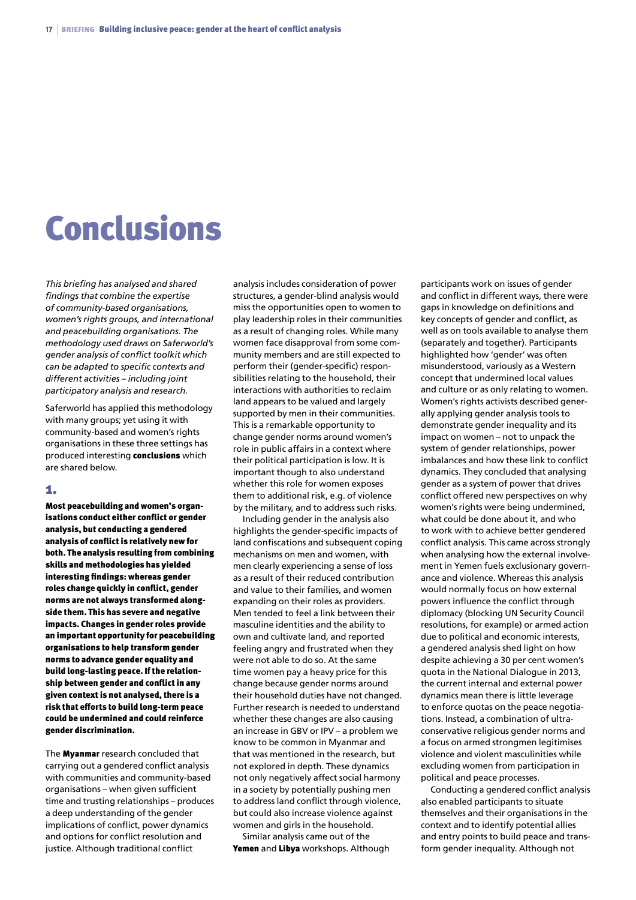// Conclusions

*This briefing has analysed and shared findings that combine the expertise of community-based organisations, women's rights groups, and international and peacebuilding organisations. The methodology used draws on Saferworld's gender analysis of conflict toolkit which can be adapted to specific contexts and different activities – including joint participatory analysis and research.*

Saferworld has applied this methodology with many groups; yet using it with community-based and women's rights organisations in these three settings has produced interesting **conclusions** which are shared below.

## 1.

**Most peacebuilding and women's organisations conduct either conflict or gender analysis, but conducting a gendered analysis of conflict is relatively new for both. The analysis resulting from combining skills and methodologies has yielded interesting findings: whereas gender roles change quickly in conflict, gender norms are not always transformed alongside them. This has severe and negative impacts. Changes in gender roles provide an important opportunity for peacebuilding organisations to help transform gender norms to advance gender equality and build long-lasting peace. If the relationship between gender and conflict in any given context is not analysed, there is a risk that efforts to build long-term peace could be undermined and could reinforce gender discrimination.**

The **Myanmar** research concluded that carrying out a gendered conflict analysis with communities and community-based organisations – when given sufficient time and trusting relationships – produces a deep understanding of the gender implications of conflict, power dynamics and options for conflict resolution and justice. Although traditional conflict analysis includes consideration of power structures, a gender-blind analysis would miss the opportunities open to women to play leadership roles in their communities as a result of changing roles. While many women face disapproval from some community members and are still expected to perform their (gender-specific) responsibilities relating to the household, their interactions with authorities to reclaim land appears to be valued and largely supported by men in their communities. This is a remarkable opportunity to change gender norms around women's role in public affairs in a context where their political participation is low. It is important though to also understand whether this role for women exposes them to additional risk, e.g. of violence by the military, and to address such risks.

Including gender in the analysis also highlights the gender-specific impacts of land confiscations and subsequent coping mechanisms on men and women, with men clearly experiencing a sense of loss as a result of their reduced contribution and value to their families, and women expanding on their roles as providers. Men tended to feel a link between their masculine identities and the ability to own and cultivate land, and reported feeling angry and frustrated when they were not able to do so. At the same time women pay a heavy price for this change because gender norms around their household duties have not changed. Further research is needed to understand whether these changes are also causing an increase in GBV or IPV – a problem we know to be common in Myanmar and that was mentioned in the research, but not explored in depth. These dynamics not only negatively affect social harmony in a society by potentially pushing men to address land conflict through violence, but could also increase violence against women and girls in the household.

Similar analysis came out of the **Yemen** and **Libya** workshops. Although participants work on issues of gender and conflict in different ways, there were gaps in knowledge on definitions and key concepts of gender and conflict, as well as on tools available to analyse them (separately and together). Participants highlighted how 'gender' was often misunderstood, variously as a Western concept that undermined local values and culture or as only relating to women. Women's rights activists described generally applying gender analysis tools to demonstrate gender inequality and its impact on women – not to unpack the system of gender relationships, power imbalances and how these link to conflict dynamics. They concluded that analysing gender as a system of power that drives conflict offered new perspectives on why women's rights were being undermined, what could be done about it, and who to work with to achieve better gendered conflict analysis. This came across strongly when analysing how the external involvement in Yemen fuels exclusionary governance and violence. Whereas this analysis would normally focus on how external powers influence the conflict through diplomacy (blocking UN Security Council resolutions, for example) or armed action due to political and economic interests, a gendered analysis shed light on how despite achieving a 30 per cent women's quota in the National Dialogue in 2013, the current internal and external power dynamics mean there is little leverage to enforce quotas on the peace negotiations. Instead, a combination of ultra-conservative religious gender norms and a focus on armed strongmen legitimises violence and violent masculinities while excluding women from participation in political and peace processes.

Conducting a gendered conflict analysis also enabled participants to situate themselves and their organisations in the context and to identify potential allies and entry points to build peace and transform gender inequality. Although not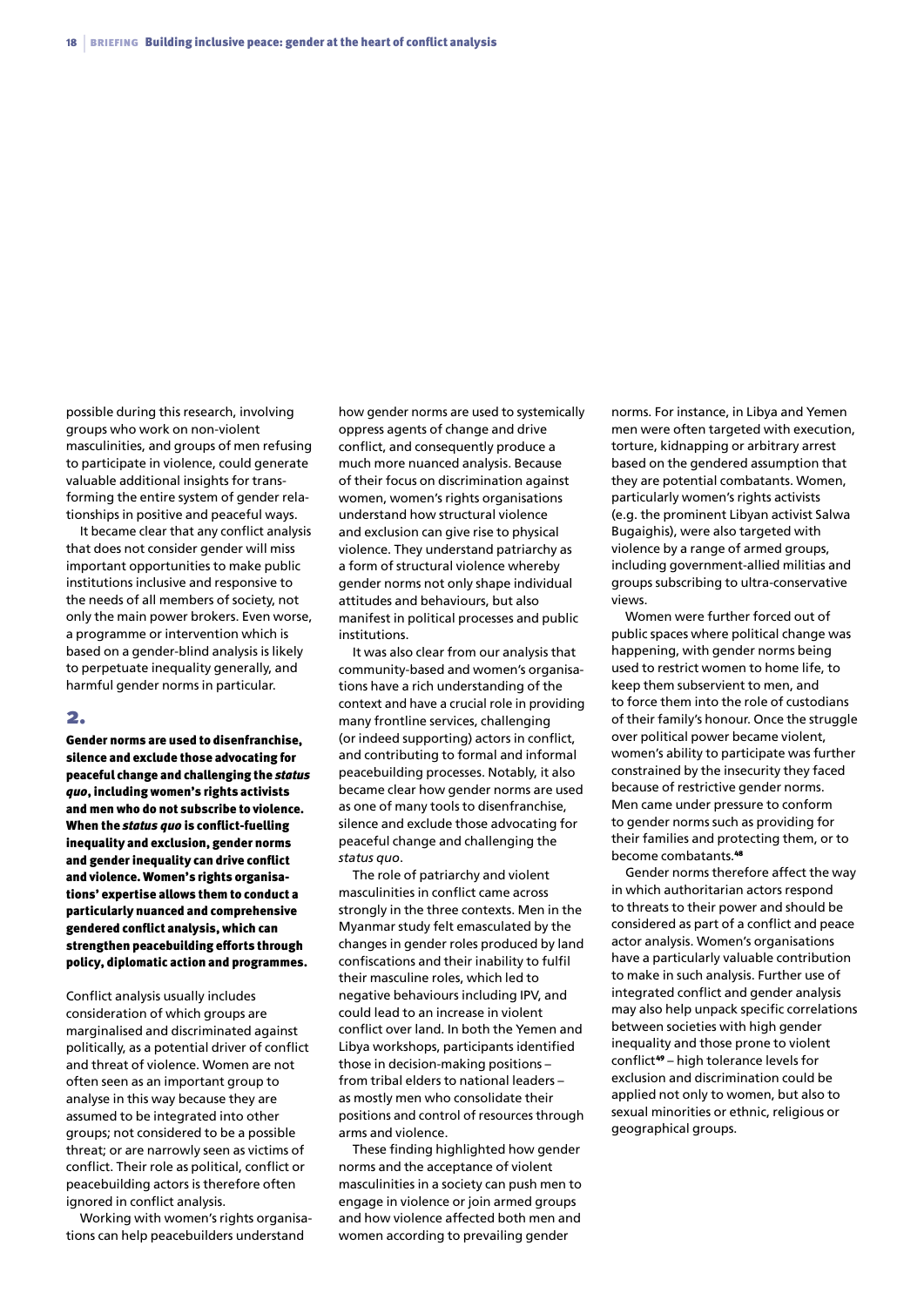possible during this research, involving groups who work on non-violent masculinities, and groups of men refusing to participate in violence, could generate valuable additional insights for transforming the entire system of gender relationships in positive and peaceful ways.

It became clear that any conflict analysis that does not consider gender will miss important opportunities to make public institutions inclusive and responsive to the needs of all members of society, not only the main power brokers. Even worse, a programme or intervention which is based on a gender-blind analysis is likely to perpetuate inequality generally, and harmful gender norms in particular.

## 2.

**Gender norms are used to disenfranchise, silence and exclude those advocating for peaceful change and challenging the *status quo*, including women's rights activists and men who do not subscribe to violence. When the *status quo* is conflict-fuelling inequality and exclusion, gender norms and gender inequality can drive conflict and violence. Women's rights organisations' expertise allows them to conduct a particularly nuanced and comprehensive gendered conflict analysis, which can strengthen peacebuilding efforts through policy, diplomatic action and programmes.**

Conflict analysis usually includes consideration of which groups are marginalised and discriminated against politically, as a potential driver of conflict and threat of violence. Women are not often seen as an important group to analyse in this way because they are assumed to be integrated into other groups; not considered to be a possible threat; or are narrowly seen as victims of conflict. Their role as political, conflict or peacebuilding actors is therefore often ignored in conflict analysis.

Working with women's rights organisations can help peacebuilders understand how gender norms are used to systemically oppress agents of change and drive conflict, and consequently produce a much more nuanced analysis. Because of their focus on discrimination against women, women's rights organisations understand how structural violence and exclusion can give rise to physical violence. They understand patriarchy as a form of structural violence whereby gender norms not only shape individual attitudes and behaviours, but also manifest in political processes and public institutions.

It was also clear from our analysis that community-based and women's organisations have a rich understanding of the context and have a crucial role in providing many frontline services, challenging (or indeed supporting) actors in conflict, and contributing to formal and informal peacebuilding processes. Notably, it also became clear how gender norms are used as one of many tools to disenfranchise, silence and exclude those advocating for peaceful change and challenging the *status quo*.

The role of patriarchy and violent masculinities in conflict came across strongly in the three contexts. Men in the Myanmar study felt emasculated by the changes in gender roles produced by land confiscations and their inability to fulfil their masculine roles, which led to negative behaviours including IPV, and could lead to an increase in violent conflict over land. In both the Yemen and Libya workshops, participants identified those in decision-making positions – from tribal elders to national leaders – as mostly men who consolidate their positions and control of resources through arms and violence.

These finding highlighted how gender norms and the acceptance of violent masculinities in a society can push men to engage in violence or join armed groups and how violence affected both men and women according to prevailing gender norms. For instance, in Libya and Yemen men were often targeted with execution, torture, kidnapping or arbitrary arrest based on the gendered assumption that they are potential combatants. Women, particularly women's rights activists (e.g. the prominent Libyan activist Salwa Bugaighis), were also targeted with violence by a range of armed groups, including government-allied militias and groups subscribing to ultra-conservative views.

Women were further forced out of public spaces where political change was happening, with gender norms being used to restrict women to home life, to keep them subservient to men, and to force them into the role of custodians of their family's honour. Once the struggle over political power became violent, women's ability to participate was further constrained by the insecurity they faced because of restrictive gender norms. Men came under pressure to conform to gender norms such as providing for their families and protecting them, or to become combatants.[48]

Gender norms therefore affect the way in which authoritarian actors respond to threats to their power and should be considered as part of a conflict and peace actor analysis. Women's organisations have a particularly valuable contribution to make in such analysis. Further use of integrated conflict and gender analysis may also help unpack specific correlations between societies with high gender inequality and those prone to violent conflict[49] – high tolerance levels for exclusion and discrimination could be applied not only to women, but also to sexual minorities or ethnic, religious or geographical groups.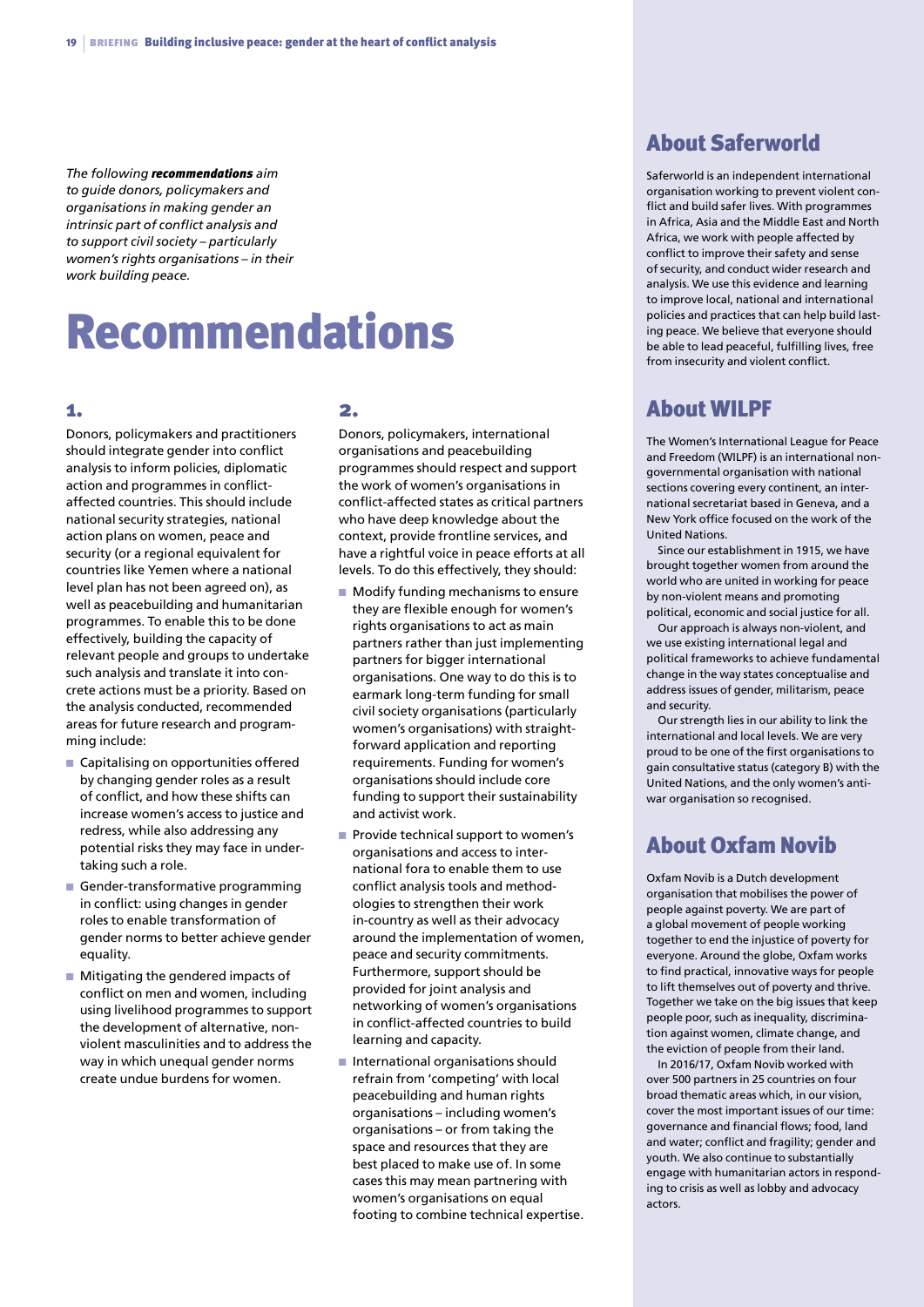*The following **recommendations** aim to guide donors, policymakers and organisations in making gender an intrinsic part of conflict analysis and to support civil society – particularly women's rights organisations – in their work building peace.*

# Recommendations

## 1.

Donors, policymakers and practitioners should integrate gender into conflict analysis to inform policies, diplomatic action and programmes in conflict-affected countries. This should include national security strategies, national action plans on women, peace and security (or a regional equivalent for countries like Yemen where a national level plan has not been agreed on), as well as peacebuilding and humanitarian programmes. To enable this to be done effectively, building the capacity of relevant people and groups to undertake such analysis and translate it into concrete actions must be a priority. Based on the analysis conducted, recommended areas for future research and programming include:

- Capitalising on opportunities offered by changing gender roles as a result of conflict, and how these shifts can increase women's access to justice and redress, while also addressing any potential risks they may face in undertaking such a role.
- Gender-transformative programming in conflict: using changes in gender roles to enable transformation of gender norms to better achieve gender equality.
- Mitigating the gendered impacts of conflict on men and women, including using livelihood programmes to support the development of alternative, non-violent masculinities and to address the way in which unequal gender norms create undue burdens for women.

## 2.

Donors, policymakers, international organisations and peacebuilding programmes should respect and support the work of women's organisations in conflict-affected states as critical partners who have deep knowledge about the context, provide frontline services, and have a rightful voice in peace efforts at all levels. To do this effectively, they should:

- Modify funding mechanisms to ensure they are flexible enough for women's rights organisations to act as main partners rather than just implementing partners for bigger international organisations. One way to do this is to earmark long-term funding for small civil society organisations (particularly women's organisations) with straightforward application and reporting requirements. Funding for women's organisations should include core funding to support their sustainability and activist work.
- Provide technical support to women's organisations and access to international fora to enable them to use conflict analysis tools and methodologies to strengthen their work in-country as well as their advocacy around the implementation of women, peace and security commitments. Furthermore, support should be provided for joint analysis and networking of women's organisations in conflict-affected countries to build learning and capacity.
- International organisations should refrain from 'competing' with local peacebuilding and human rights organisations – including women's organisations – or from taking the space and resources that they are best placed to make use of. In some cases this may mean partnering with women's organisations on equal footing to combine technical expertise.

## About Saferworld

Saferworld is an independent international organisation working to prevent violent conflict and build safer lives. With programmes in Africa, Asia and the Middle East and North Africa, we work with people affected by conflict to improve their safety and sense of security, and conduct wider research and analysis. We use this evidence and learning to improve local, national and international policies and practices that can help build lasting peace. We believe that everyone should be able to lead peaceful, fulfilling lives, free from insecurity and violent conflict.

## About WILPF

The Women's International League for Peace and Freedom (WILPF) is an international non-governmental organisation with national sections covering every continent, an international secretariat based in Geneva, and a New York office focused on the work of the United Nations.

Since our establishment in 1915, we have brought together women from around the world who are united in working for peace by non-violent means and promoting political, economic and social justice for all.

Our approach is always non-violent, and we use existing international legal and political frameworks to achieve fundamental change in the way states conceptualise and address issues of gender, militarism, peace and security.

Our strength lies in our ability to link the international and local levels. We are very proud to be one of the first organisations to gain consultative status (category B) with the United Nations, and the only women's anti-war organisation so recognised.

## About Oxfam Novib

Oxfam Novib is a Dutch development organisation that mobilises the power of people against poverty. We are part of a global movement of people working together to end the injustice of poverty for everyone. Around the globe, Oxfam works to find practical, innovative ways for people to lift themselves out of poverty and thrive. Together we take on the big issues that keep people poor, such as inequality, discrimination against women, climate change, and the eviction of people from their land.

In 2016/17, Oxfam Novib worked with over 500 partners in 25 countries on four broad thematic areas which, in our vision, cover the most important issues of our time: governance and financial flows; food, land and water; conflict and fragility; gender and youth. We also continue to substantially engage with humanitarian actors in responding to crisis as well as lobby and advocacy actors.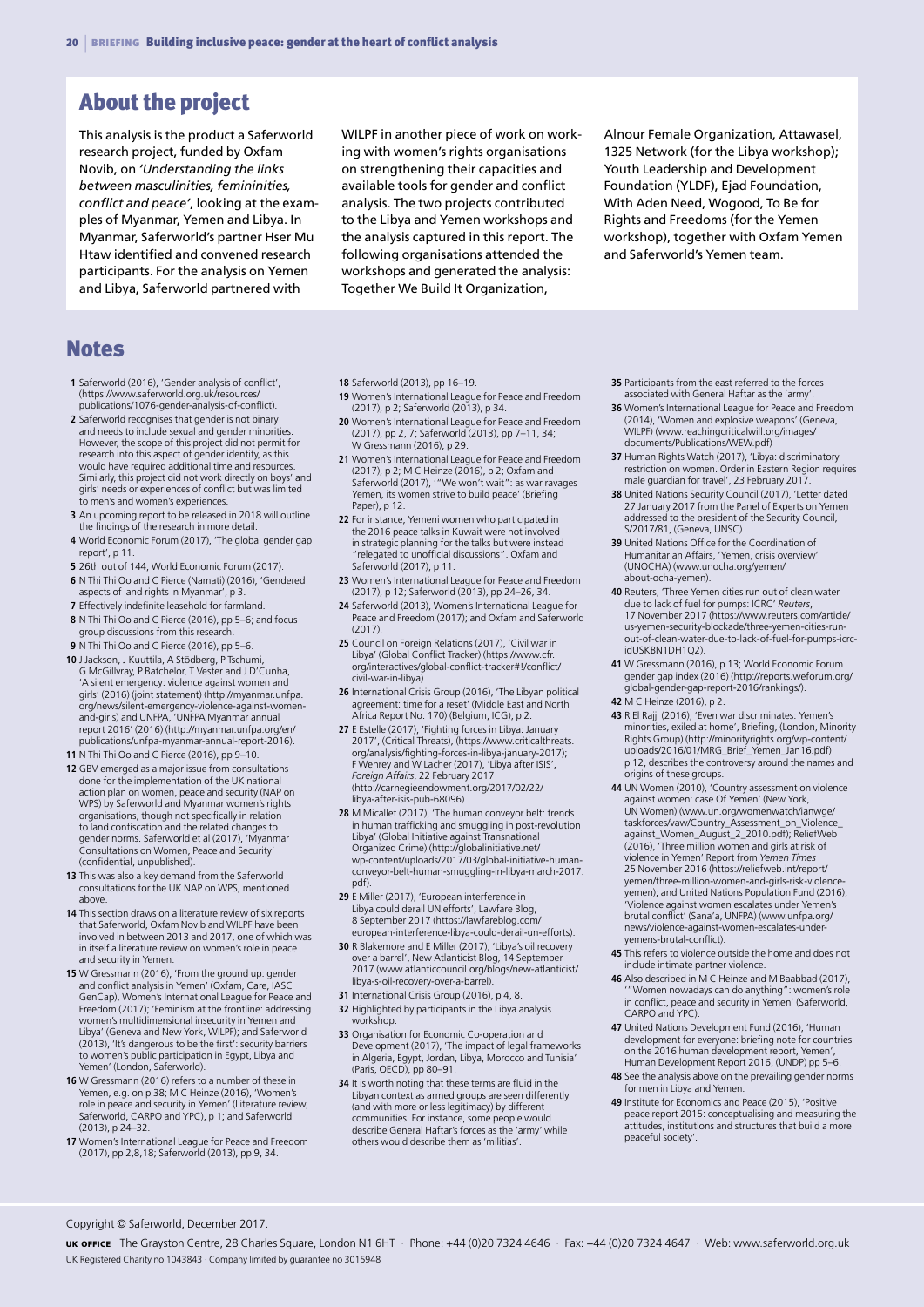## About the project

This analysis is the product a Saferworld research project, funded by Oxfam Novib, on *'Understanding the links between masculinities, femininities, conflict and peace'*, looking at the examples of Myanmar, Yemen and Libya. In Myanmar, Saferworld's partner Hser Mu Htaw identified and convened research participants. For the analysis on Yemen and Libya, Saferworld partnered with WILPF in another piece of work on working with women's rights organisations on strengthening their capacities and available tools for gender and conflict analysis. The two projects contributed to the Libya and Yemen workshops and the analysis captured in this report. The following organisations attended the workshops and generated the analysis: Together We Build It Organization, Alnour Female Organization, Attawasel, 1325 Network (for the Libya workshop); Youth Leadership and Development Foundation (YLDF), Ejad Foundation, With Aden Need, Wogood, To Be for Rights and Freedoms (for the Yemen workshop), together with Oxfam Yemen and Saferworld's Yemen team.

## Notes

1. Saferworld (2016), 'Gender analysis of conflict', (https://www.saferworld.org.uk/resources/publications/1076-gender-analysis-of-conflict).
2. Saferworld recognises that gender is not binary and needs to include sexual and gender minorities. However, the scope of this project did not permit for research into this aspect of gender identity, as this would have required additional time and resources. Similarly, this project did not work directly on boys' and girls' needs or experiences of conflict but was limited to men's and women's experiences.
3. An upcoming report to be released in 2018 will outline the findings of the research in more detail.
4. World Economic Forum (2017), 'The global gender gap report', p 11.
5. 26th out of 144, World Economic Forum (2017).
6. N Thi Thi Oo and C Pierce (Namati) (2016), 'Gendered aspects of land rights in Myanmar', p 3.
7. Effectively indefinite leasehold for farmland.
8. N Thi Thi Oo and C Pierce (2016), pp 5–6; and focus group discussions from this research.
9. N Thi Thi Oo and C Pierce (2016), pp 5–6.
10. J Jackson, J Kuuttila, A Stödberg, P Tschumi, G McGillvray, P Batchelor, T Vester and J D'Cunha, 'A silent emergency: violence against women and girls' (2016) (joint statement) (http://myanmar.unfpa.org/news/silent-emergency-violence-against-women-and-girls) and UNFPA, 'UNFPA Myanmar annual report 2016' (2016) (http://myanmar.unfpa.org/en/publications/unfpa-myanmar-annual-report-2016).
11. N Thi Thi Oo and C Pierce (2016), pp 9–10.
12. GBV emerged as a major issue from consultations done for the implementation of the UK national action plan on women, peace and security (NAP on WPS) by Saferworld and Myanmar women's rights organisations, though not specifically in relation to land confiscation and the related changes to gender norms. Saferworld et al (2017), 'Myanmar Consultations on Women, Peace and Security' (confidential, unpublished).
13. This was also a key demand from the Saferworld consultations for the UK NAP on WPS, mentioned above.
14. This section draws on a literature review of six reports that Saferworld, Oxfam Novib and WILPF have been involved in between 2013 and 2017, one of which was in itself a literature review on women's role in peace and security in Yemen.
15. W Gressmann (2016), 'From the ground up: gender and conflict analysis in Yemen' (Oxfam, Care, IASC GenCap), Women's International League for Peace and Freedom (2017); 'Feminism at the frontline: addressing women's multidimensional insecurity in Yemen and Libya' (Geneva and New York, WILPF); and Saferworld (2013), 'It's dangerous to be the first': security barriers to women's public participation in Egypt, Libya and Yemen' (London, Saferworld).
16. W Gressmann (2016) refers to a number of these in Yemen, e.g. on p 38; M C Heinze (2016), 'Women's role in peace and security in Yemen' (Literature review, Saferworld, CARPO and YPC), p 1; and Saferworld (2013), p 24–32.
17. Women's International League for Peace and Freedom (2017), pp 2,8,18; Saferworld (2013), pp 9, 34.
18. Saferworld (2013), pp 16–19.
19. Women's International League for Peace and Freedom (2017), p 2; Saferworld (2013), p 34.
20. Women's International League for Peace and Freedom (2017), pp 2, 7; Saferworld (2013), pp 7–11, 34; W Gressmann (2016), p 29.
21. Women's International League for Peace and Freedom (2017), p 2; M C Heinze (2016), p 2; Oxfam and Saferworld (2017), '"We won't wait": as war ravages Yemen, its women strive to build peace' (Briefing Paper), p 12.
22. For instance, Yemeni women who participated in the 2016 peace talks in Kuwait were not involved in strategic planning for the talks but were instead "relegated to unofficial discussions". Oxfam and Saferworld (2017), p 11.
23. Women's International League for Peace and Freedom (2017), p 12; Saferworld (2013), pp 24–26, 34.
24. Saferworld (2013), Women's International League for Peace and Freedom (2017); and Oxfam and Saferworld (2017).
25. Council on Foreign Relations (2017), 'Civil war in Libya' (Global Conflict Tracker) (https://www.cfr.org/interactives/global-conflict-tracker#!/conflict/civil-war-in-libya).
26. International Crisis Group (2016), 'The Libyan political agreement: time for a reset' (Middle East and North Africa Report No. 170) (Belgium, ICG), p 2.
27. E Estelle (2017), 'Fighting forces in Libya: January 2017', (Critical Threats), (https://www.criticalthreats.org/analysis/fighting-forces-in-libya-january-2017); F Wehrey and W Lacher (2017), 'Libya after ISIS', *Foreign Affairs*, 22 February 2017 (http://carnegieendowment.org/2017/02/22/libya-after-isis-pub-68096).
28. M Micallef (2017), 'The human conveyor belt: trends in human trafficking and smuggling in post-revolution Libya' (Global Initiative against Transnational Organized Crime) (http://globalinitiative.net/wp-content/uploads/2017/03/global-initiative-human-conveyor-belt-human-smuggling-in-libya-march-2017.pdf).
29. E Miller (2017), 'European interference in Libya could derail UN efforts', Lawfare Blog, 8 September 2017 (https://lawfareblog.com/european-interference-libya-could-derail-un-efforts).
30. R Blakemore and E Miller (2017), 'Libya's oil recovery over a barrel', New Atlanticist Blog, 14 September 2017 (www.atlanticcouncil.org/blogs/new-atlanticist/libya-s-oil-recovery-over-a-barrel).
31. International Crisis Group (2016), p 4, 8.
32. Highlighted by participants in the Libya analysis workshop.
33. Organisation for Economic Co-operation and Development (2017), 'The impact of legal frameworks in Algeria, Egypt, Jordan, Libya, Morocco and Tunisia' (Paris, OECD), pp 80–91.
34. It is worth noting that these terms are fluid in the Libyan context as armed groups are seen differently (and with more or less legitimacy) by different communities. For instance, some people would describe General Haftar's forces as the 'army' while others would describe them as 'militias'.
35. Participants from the east referred to the forces associated with General Haftar as the 'army'.
36. Women's International League for Peace and Freedom (2014), 'Women and explosive weapons' (Geneva, WILPF) (www.reachingcriticalwill.org/images/documents/Publications/WEW.pdf)
37. Human Rights Watch (2017), 'Libya: discriminatory restriction on women. Order in Eastern Region requires male guardian for travel', 23 February 2017.
38. United Nations Security Council (2017), 'Letter dated 27 January 2017 from the Panel of Experts on Yemen addressed to the president of the Security Council, S/2017/81, (Geneva, UNSC).
39. United Nations Office for the Coordination of Humanitarian Affairs, 'Yemen, crisis overview' (UNOCHA) (www.unocha.org/yemen/about-ocha-yemen).
40. Reuters, 'Three Yemen cities run out of clean water due to lack of fuel for pumps: ICRC' *Reuters*, 17 November 2017 (https://www.reuters.com/article/us-yemen-security-blockade/three-yemen-cities-run-out-of-clean-water-due-to-lack-of-fuel-for-pumps-icrc-idUSKBN1DH1Q2).
41. W Gressmann (2016), p 13; World Economic Forum gender gap index (2016) (http://reports.weforum.org/global-gender-gap-report-2016/rankings/).
42. M C Heinze (2016), p 2.
43. R El Rajji (2016), 'Even war discriminates: Yemen's minorities, exiled at home', Briefing, (London, Minority Rights Group) (http://minorityrights.org/wp-content/uploads/2016/01/MRG_Brief_Yemen_Jan16.pdf) p 12, describes the controversy around the names and origins of these groups.
44. UN Women (2010), 'Country assessment on violence against women: case Of Yemen' (New York, UN Women) (www.un.org/womenwatch/ianwge/taskforces/vaw/Country_Assessment_on_Violence_against_Women_August_2_2010.pdf); ReliefWeb (2016), 'Three million women and girls at risk of violence in Yemen' Report from *Yemen Times* 25 November 2016 (https://reliefweb.int/report/yemen/three-million-women-and-girls-risk-violence-yemen); and United Nations Population Fund (2016), 'Violence against women escalates under Yemen's brutal conflict' (Sana'a, UNFPA) (www.unfpa.org/news/violence-against-women-escalates-under-yemens-brutal-conflict).
45. This refers to violence outside the home and does not include intimate partner violence.
46. Also described in M C Heinze and M Baabbad (2017), '"Women nowadays can do anything": women's role in conflict, peace and security in Yemen' (Saferworld, CARPO and YPC).
47. United Nations Development Fund (2016), 'Human development for everyone: briefing note for countries on the 2016 human development report, Yemen', Human Development Report 2016, (UNDP) pp 5–6.
48. See the analysis above on the prevailing gender norms for men in Libya and Yemen.
49. Institute for Economics and Peace (2015), 'Positive peace report 2015: conceptualising and measuring the attitudes, institutions and structures that build a more peaceful society'.

Copyright © Saferworld, December 2017.

**UK OFFICE** The Grayston Centre, 28 Charles Square, London N1 6HT · Phone: +44 (0)20 7324 4646 · Fax: +44 (0)20 7324 4647 · Web: www.saferworld.org.uk
UK Registered Charity no 1043843 · Company limited by guarantee no 3015948